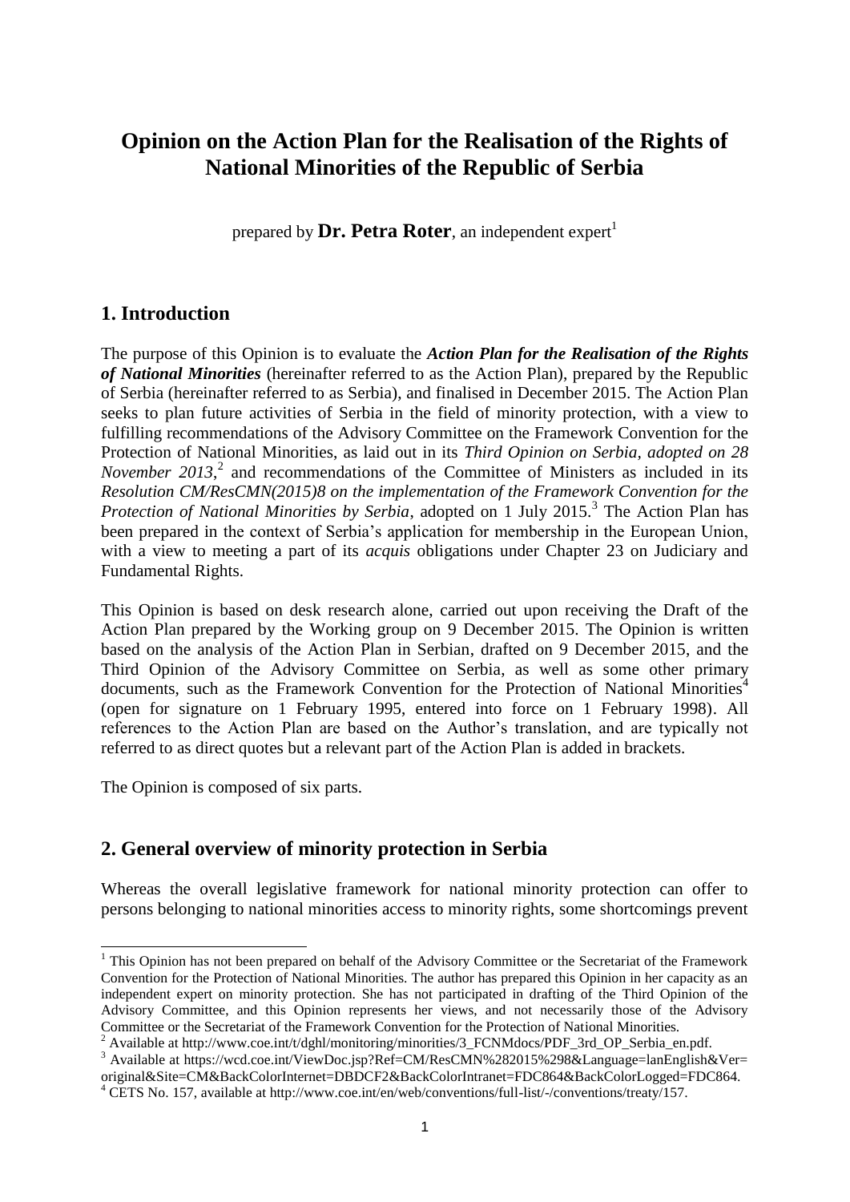# Opinion on the Action Plan for the Realisation of the Rights of National Minorities of the Republic of Serbia

prepared by **Dr. Petra Roter**, an independent expert[1]

## 1. Introduction

The purpose of this Opinion is to evaluate the ***Action Plan for the Realisation of the Rights of National Minorities*** (hereinafter referred to as the Action Plan), prepared by the Republic of Serbia (hereinafter referred to as Serbia), and finalised in December 2015. The Action Plan seeks to plan future activities of Serbia in the field of minority protection, with a view to fulfilling recommendations of the Advisory Committee on the Framework Convention for the Protection of National Minorities, as laid out in its *Third Opinion on Serbia, adopted on 28 November 2013*,[2] and recommendations of the Committee of Ministers as included in its *Resolution CM/ResCMN(2015)8 on the implementation of the Framework Convention for the Protection of National Minorities by Serbia*, adopted on 1 July 2015.[3] The Action Plan has been prepared in the context of Serbia's application for membership in the European Union, with a view to meeting a part of its *acquis* obligations under Chapter 23 on Judiciary and Fundamental Rights.

This Opinion is based on desk research alone, carried out upon receiving the Draft of the Action Plan prepared by the Working group on 9 December 2015. The Opinion is written based on the analysis of the Action Plan in Serbian, drafted on 9 December 2015, and the Third Opinion of the Advisory Committee on Serbia, as well as some other primary documents, such as the Framework Convention for the Protection of National Minorities[4] (open for signature on 1 February 1995, entered into force on 1 February 1998). All references to the Action Plan are based on the Author's translation, and are typically not referred to as direct quotes but a relevant part of the Action Plan is added in brackets.

The Opinion is composed of six parts.

## 2. General overview of minority protection in Serbia

Whereas the overall legislative framework for national minority protection can offer to persons belonging to national minorities access to minority rights, some shortcomings prevent

---

[1] This Opinion has not been prepared on behalf of the Advisory Committee or the Secretariat of the Framework Convention for the Protection of National Minorities. The author has prepared this Opinion in her capacity as an independent expert on minority protection. She has not participated in drafting of the Third Opinion of the Advisory Committee, and this Opinion represents her views, and not necessarily those of the Advisory Committee or the Secretariat of the Framework Convention for the Protection of National Minorities.

[2] Available at http://www.coe.int/t/dghl/monitoring/minorities/3_FCNMdocs/PDF_3rd_OP_Serbia_en.pdf.

[3] Available at https://wcd.coe.int/ViewDoc.jsp?Ref=CM/ResCMN%282015%298&Language=lanEnglish&Ver=original&Site=CM&BackColorInternet=DBDCF2&BackColorIntranet=FDC864&BackColorLogged=FDC864.

[4] CETS No. 157, available at http://www.coe.int/en/web/conventions/full-list/-/conventions/treaty/157.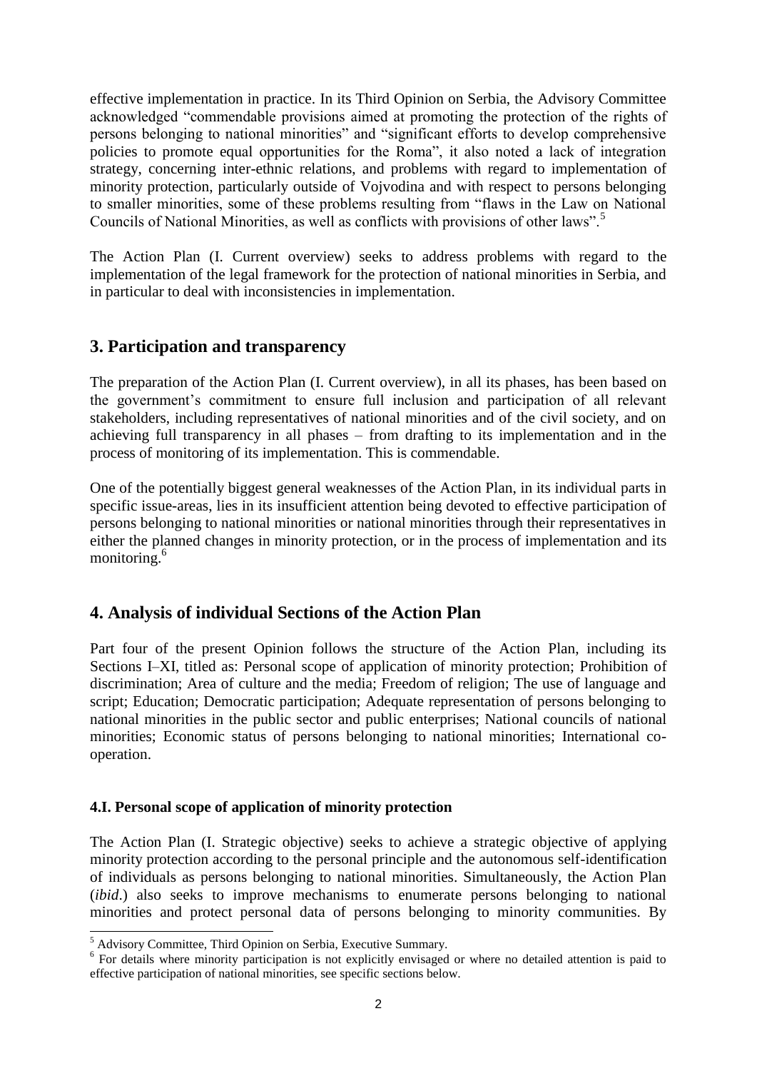effective implementation in practice. In its Third Opinion on Serbia, the Advisory Committee acknowledged "commendable provisions aimed at promoting the protection of the rights of persons belonging to national minorities" and "significant efforts to develop comprehensive policies to promote equal opportunities for the Roma", it also noted a lack of integration strategy, concerning inter-ethnic relations, and problems with regard to implementation of minority protection, particularly outside of Vojvodina and with respect to persons belonging to smaller minorities, some of these problems resulting from "flaws in the Law on National Councils of National Minorities, as well as conflicts with provisions of other laws".[5]

The Action Plan (I. Current overview) seeks to address problems with regard to the implementation of the legal framework for the protection of national minorities in Serbia, and in particular to deal with inconsistencies in implementation.

## 3. Participation and transparency

The preparation of the Action Plan (I. Current overview), in all its phases, has been based on the government's commitment to ensure full inclusion and participation of all relevant stakeholders, including representatives of national minorities and of the civil society, and on achieving full transparency in all phases – from drafting to its implementation and in the process of monitoring of its implementation. This is commendable.

One of the potentially biggest general weaknesses of the Action Plan, in its individual parts in specific issue-areas, lies in its insufficient attention being devoted to effective participation of persons belonging to national minorities or national minorities through their representatives in either the planned changes in minority protection, or in the process of implementation and its monitoring.[6]

## 4. Analysis of individual Sections of the Action Plan

Part four of the present Opinion follows the structure of the Action Plan, including its Sections I–XI, titled as: Personal scope of application of minority protection; Prohibition of discrimination; Area of culture and the media; Freedom of religion; The use of language and script; Education; Democratic participation; Adequate representation of persons belonging to national minorities in the public sector and public enterprises; National councils of national minorities; Economic status of persons belonging to national minorities; International co-operation.

### 4.I. Personal scope of application of minority protection

The Action Plan (I. Strategic objective) seeks to achieve a strategic objective of applying minority protection according to the personal principle and the autonomous self-identification of individuals as persons belonging to national minorities. Simultaneously, the Action Plan (*ibid*.) also seeks to improve mechanisms to enumerate persons belonging to national minorities and protect personal data of persons belonging to minority communities. By

---

[5] Advisory Committee, Third Opinion on Serbia, Executive Summary.

[6] For details where minority participation is not explicitly envisaged or where no detailed attention is paid to effective participation of national minorities, see specific sections below.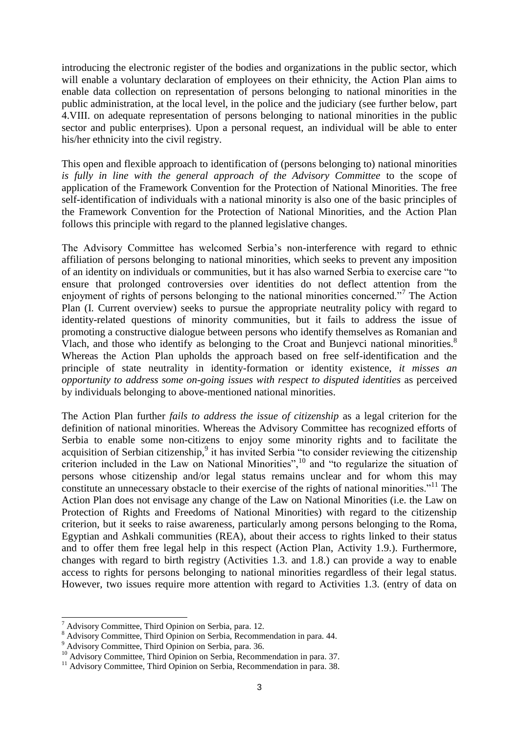introducing the electronic register of the bodies and organizations in the public sector, which will enable a voluntary declaration of employees on their ethnicity, the Action Plan aims to enable data collection on representation of persons belonging to national minorities in the public administration, at the local level, in the police and the judiciary (see further below, part 4.VIII. on adequate representation of persons belonging to national minorities in the public sector and public enterprises). Upon a personal request, an individual will be able to enter his/her ethnicity into the civil registry.

This open and flexible approach to identification of (persons belonging to) national minorities *is fully in line with the general approach of the Advisory Committee* to the scope of application of the Framework Convention for the Protection of National Minorities. The free self-identification of individuals with a national minority is also one of the basic principles of the Framework Convention for the Protection of National Minorities, and the Action Plan follows this principle with regard to the planned legislative changes.

The Advisory Committee has welcomed Serbia's non-interference with regard to ethnic affiliation of persons belonging to national minorities, which seeks to prevent any imposition of an identity on individuals or communities, but it has also warned Serbia to exercise care "to ensure that prolonged controversies over identities do not deflect attention from the enjoyment of rights of persons belonging to the national minorities concerned."[7] The Action Plan (I. Current overview) seeks to pursue the appropriate neutrality policy with regard to identity-related questions of minority communities, but it fails to address the issue of promoting a constructive dialogue between persons who identify themselves as Romanian and Vlach, and those who identify as belonging to the Croat and Bunjevci national minorities.[8] Whereas the Action Plan upholds the approach based on free self-identification and the principle of state neutrality in identity-formation or identity existence, *it misses an opportunity to address some on-going issues with respect to disputed identities* as perceived by individuals belonging to above-mentioned national minorities.

The Action Plan further *fails to address the issue of citizenship* as a legal criterion for the definition of national minorities. Whereas the Advisory Committee has recognized efforts of Serbia to enable some non-citizens to enjoy some minority rights and to facilitate the acquisition of Serbian citizenship,[9] it has invited Serbia "to consider reviewing the citizenship criterion included in the Law on National Minorities",[10] and "to regularize the situation of persons whose citizenship and/or legal status remains unclear and for whom this may constitute an unnecessary obstacle to their exercise of the rights of national minorities."[11] The Action Plan does not envisage any change of the Law on National Minorities (i.e. the Law on Protection of Rights and Freedoms of National Minorities) with regard to the citizenship criterion, but it seeks to raise awareness, particularly among persons belonging to the Roma, Egyptian and Ashkali communities (REA), about their access to rights linked to their status and to offer them free legal help in this respect (Action Plan, Activity 1.9.). Furthermore, changes with regard to birth registry (Activities 1.3. and 1.8.) can provide a way to enable access to rights for persons belonging to national minorities regardless of their legal status. However, two issues require more attention with regard to Activities 1.3. (entry of data on

[7] Advisory Committee, Third Opinion on Serbia, para. 12.
[8] Advisory Committee, Third Opinion on Serbia, Recommendation in para. 44.
[9] Advisory Committee, Third Opinion on Serbia, para. 36.
[10] Advisory Committee, Third Opinion on Serbia, Recommendation in para. 37.
[11] Advisory Committee, Third Opinion on Serbia, Recommendation in para. 38.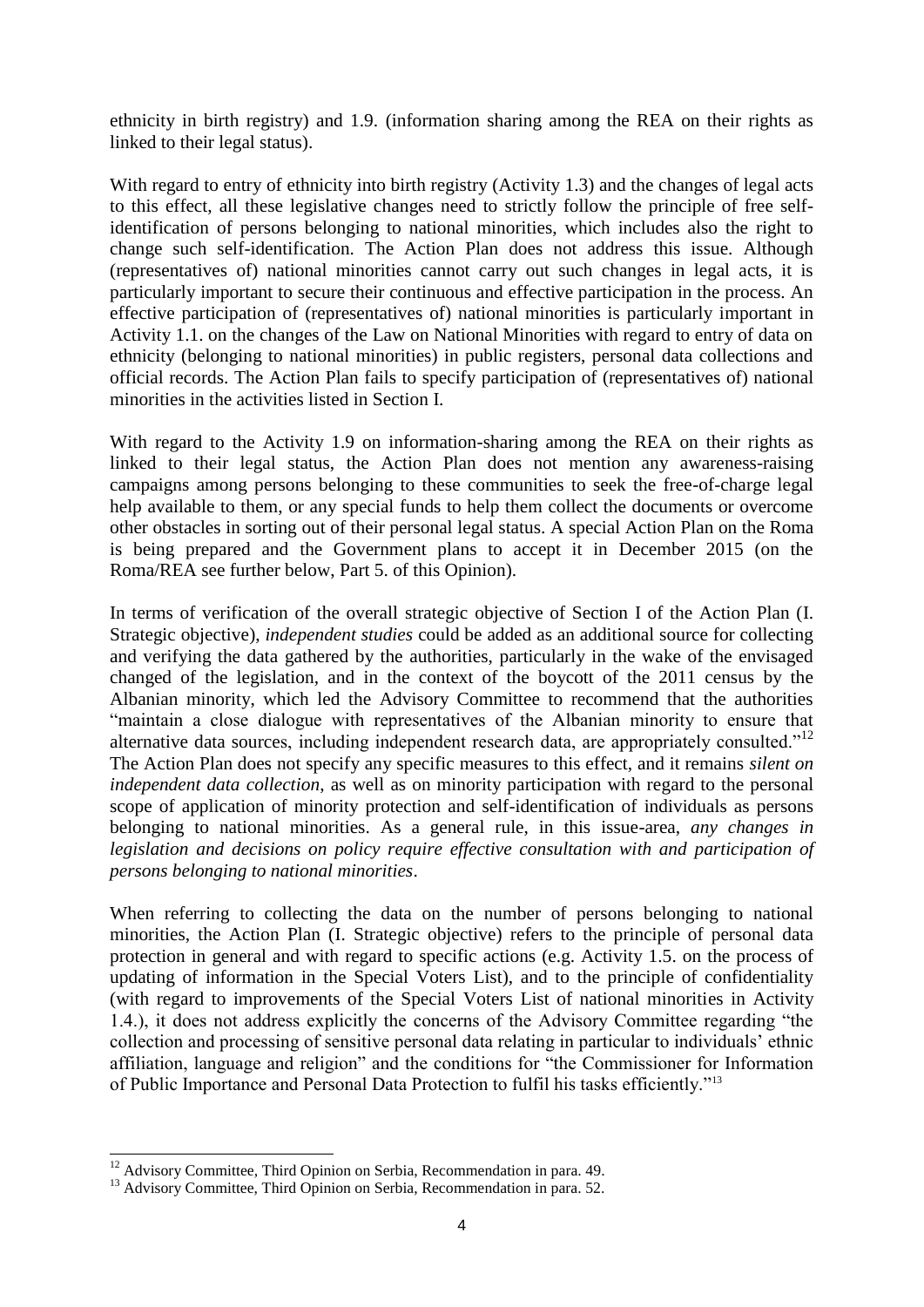ethnicity in birth registry) and 1.9. (information sharing among the REA on their rights as linked to their legal status).

With regard to entry of ethnicity into birth registry (Activity 1.3) and the changes of legal acts to this effect, all these legislative changes need to strictly follow the principle of free self-identification of persons belonging to national minorities, which includes also the right to change such self-identification. The Action Plan does not address this issue. Although (representatives of) national minorities cannot carry out such changes in legal acts, it is particularly important to secure their continuous and effective participation in the process. An effective participation of (representatives of) national minorities is particularly important in Activity 1.1. on the changes of the Law on National Minorities with regard to entry of data on ethnicity (belonging to national minorities) in public registers, personal data collections and official records. The Action Plan fails to specify participation of (representatives of) national minorities in the activities listed in Section I.

With regard to the Activity 1.9 on information-sharing among the REA on their rights as linked to their legal status, the Action Plan does not mention any awareness-raising campaigns among persons belonging to these communities to seek the free-of-charge legal help available to them, or any special funds to help them collect the documents or overcome other obstacles in sorting out of their personal legal status. A special Action Plan on the Roma is being prepared and the Government plans to accept it in December 2015 (on the Roma/REA see further below, Part 5. of this Opinion).

In terms of verification of the overall strategic objective of Section I of the Action Plan (I. Strategic objective), *independent studies* could be added as an additional source for collecting and verifying the data gathered by the authorities, particularly in the wake of the envisaged changed of the legislation, and in the context of the boycott of the 2011 census by the Albanian minority, which led the Advisory Committee to recommend that the authorities "maintain a close dialogue with representatives of the Albanian minority to ensure that alternative data sources, including independent research data, are appropriately consulted."[12] The Action Plan does not specify any specific measures to this effect, and it remains *silent on independent data collection*, as well as on minority participation with regard to the personal scope of application of minority protection and self-identification of individuals as persons belonging to national minorities. As a general rule, in this issue-area, *any changes in legislation and decisions on policy require effective consultation with and participation of persons belonging to national minorities*.

When referring to collecting the data on the number of persons belonging to national minorities, the Action Plan (I. Strategic objective) refers to the principle of personal data protection in general and with regard to specific actions (e.g. Activity 1.5. on the process of updating of information in the Special Voters List), and to the principle of confidentiality (with regard to improvements of the Special Voters List of national minorities in Activity 1.4.), it does not address explicitly the concerns of the Advisory Committee regarding "the collection and processing of sensitive personal data relating in particular to individuals' ethnic affiliation, language and religion" and the conditions for "the Commissioner for Information of Public Importance and Personal Data Protection to fulfil his tasks efficiently."[13]

---

[12] Advisory Committee, Third Opinion on Serbia, Recommendation in para. 49.

[13] Advisory Committee, Third Opinion on Serbia, Recommendation in para. 52.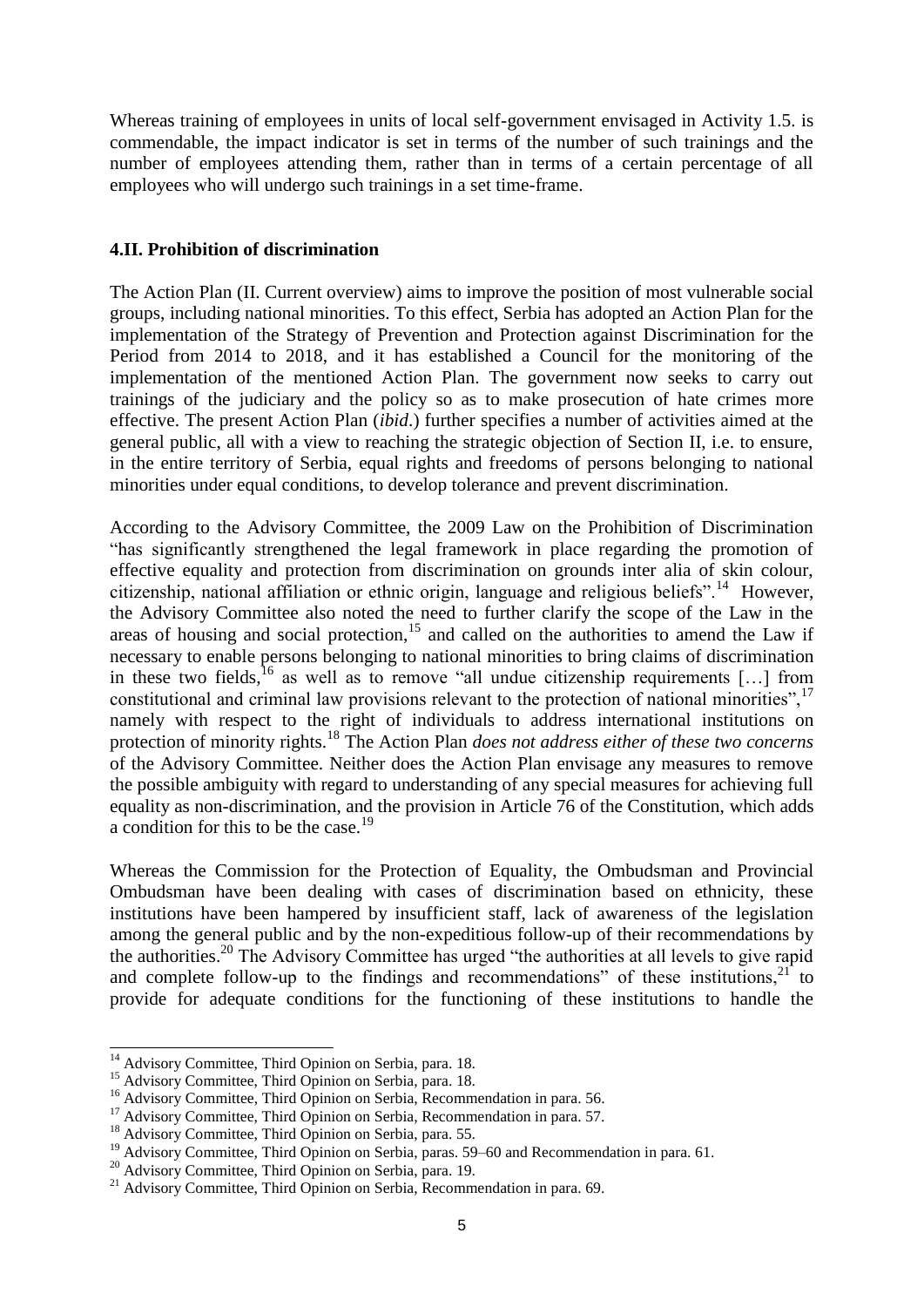Whereas training of employees in units of local self-government envisaged in Activity 1.5. is commendable, the impact indicator is set in terms of the number of such trainings and the number of employees attending them, rather than in terms of a certain percentage of all employees who will undergo such trainings in a set time-frame.

### 4.II. Prohibition of discrimination

The Action Plan (II. Current overview) aims to improve the position of most vulnerable social groups, including national minorities. To this effect, Serbia has adopted an Action Plan for the implementation of the Strategy of Prevention and Protection against Discrimination for the Period from 2014 to 2018, and it has established a Council for the monitoring of the implementation of the mentioned Action Plan. The government now seeks to carry out trainings of the judiciary and the policy so as to make prosecution of hate crimes more effective. The present Action Plan (*ibid*.) further specifies a number of activities aimed at the general public, all with a view to reaching the strategic objection of Section II, i.e. to ensure, in the entire territory of Serbia, equal rights and freedoms of persons belonging to national minorities under equal conditions, to develop tolerance and prevent discrimination.

According to the Advisory Committee, the 2009 Law on the Prohibition of Discrimination "has significantly strengthened the legal framework in place regarding the promotion of effective equality and protection from discrimination on grounds inter alia of skin colour, citizenship, national affiliation or ethnic origin, language and religious beliefs".[14] However, the Advisory Committee also noted the need to further clarify the scope of the Law in the areas of housing and social protection,[15] and called on the authorities to amend the Law if necessary to enable persons belonging to national minorities to bring claims of discrimination in these two fields,[16] as well as to remove "all undue citizenship requirements […] from constitutional and criminal law provisions relevant to the protection of national minorities",[17] namely with respect to the right of individuals to address international institutions on protection of minority rights.[18] The Action Plan *does not address either of these two concerns* of the Advisory Committee. Neither does the Action Plan envisage any measures to remove the possible ambiguity with regard to understanding of any special measures for achieving full equality as non-discrimination, and the provision in Article 76 of the Constitution, which adds a condition for this to be the case.[19]

Whereas the Commission for the Protection of Equality, the Ombudsman and Provincial Ombudsman have been dealing with cases of discrimination based on ethnicity, these institutions have been hampered by insufficient staff, lack of awareness of the legislation among the general public and by the non-expeditious follow-up of their recommendations by the authorities.[20] The Advisory Committee has urged "the authorities at all levels to give rapid and complete follow-up to the findings and recommendations" of these institutions,[21] to provide for adequate conditions for the functioning of these institutions to handle the

---

[14] Advisory Committee, Third Opinion on Serbia, para. 18.

[15] Advisory Committee, Third Opinion on Serbia, para. 18.

[16] Advisory Committee, Third Opinion on Serbia, Recommendation in para. 56.

[17] Advisory Committee, Third Opinion on Serbia, Recommendation in para. 57.

[18] Advisory Committee, Third Opinion on Serbia, para. 55.

[19] Advisory Committee, Third Opinion on Serbia, paras. 59–60 and Recommendation in para. 61.

[20] Advisory Committee, Third Opinion on Serbia, para. 19.

[21] Advisory Committee, Third Opinion on Serbia, Recommendation in para. 69.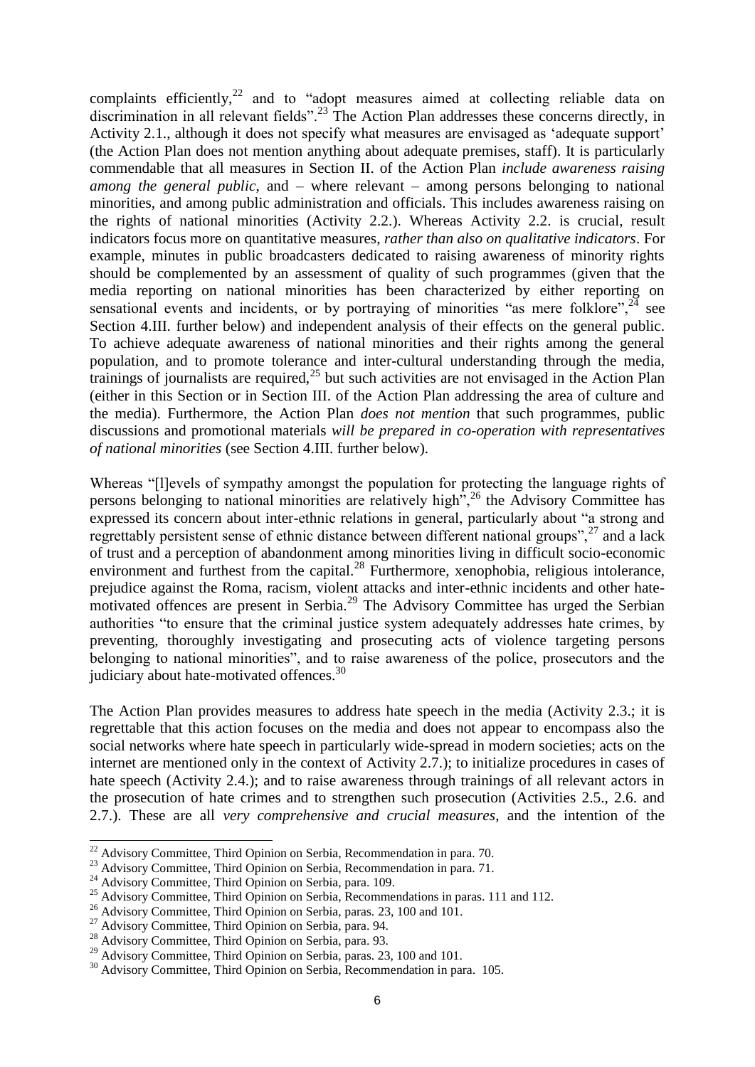complaints efficiently,[22] and to "adopt measures aimed at collecting reliable data on discrimination in all relevant fields".[23] The Action Plan addresses these concerns directly, in Activity 2.1., although it does not specify what measures are envisaged as 'adequate support' (the Action Plan does not mention anything about adequate premises, staff). It is particularly commendable that all measures in Section II. of the Action Plan *include awareness raising among the general public*, and – where relevant – among persons belonging to national minorities, and among public administration and officials. This includes awareness raising on the rights of national minorities (Activity 2.2.). Whereas Activity 2.2. is crucial, result indicators focus more on quantitative measures, *rather than also on qualitative indicators*. For example, minutes in public broadcasters dedicated to raising awareness of minority rights should be complemented by an assessment of quality of such programmes (given that the media reporting on national minorities has been characterized by either reporting on sensational events and incidents, or by portraying of minorities "as mere folklore",[24] see Section 4.III. further below) and independent analysis of their effects on the general public. To achieve adequate awareness of national minorities and their rights among the general population, and to promote tolerance and inter-cultural understanding through the media, trainings of journalists are required,[25] but such activities are not envisaged in the Action Plan (either in this Section or in Section III. of the Action Plan addressing the area of culture and the media). Furthermore, the Action Plan *does not mention* that such programmes, public discussions and promotional materials *will be prepared in co-operation with representatives of national minorities* (see Section 4.III. further below).

Whereas "[l]evels of sympathy amongst the population for protecting the language rights of persons belonging to national minorities are relatively high",[26] the Advisory Committee has expressed its concern about inter-ethnic relations in general, particularly about "a strong and regrettably persistent sense of ethnic distance between different national groups",[27] and a lack of trust and a perception of abandonment among minorities living in difficult socio-economic environment and furthest from the capital.[28] Furthermore, xenophobia, religious intolerance, prejudice against the Roma, racism, violent attacks and inter-ethnic incidents and other hate-motivated offences are present in Serbia.[29] The Advisory Committee has urged the Serbian authorities "to ensure that the criminal justice system adequately addresses hate crimes, by preventing, thoroughly investigating and prosecuting acts of violence targeting persons belonging to national minorities", and to raise awareness of the police, prosecutors and the judiciary about hate-motivated offences.[30]

The Action Plan provides measures to address hate speech in the media (Activity 2.3.; it is regrettable that this action focuses on the media and does not appear to encompass also the social networks where hate speech in particularly wide-spread in modern societies; acts on the internet are mentioned only in the context of Activity 2.7.); to initialize procedures in cases of hate speech (Activity 2.4.); and to raise awareness through trainings of all relevant actors in the prosecution of hate crimes and to strengthen such prosecution (Activities 2.5., 2.6. and 2.7.). These are all *very comprehensive and crucial measures*, and the intention of the

---

[22] Advisory Committee, Third Opinion on Serbia, Recommendation in para. 70.

[23] Advisory Committee, Third Opinion on Serbia, Recommendation in para. 71.

[24] Advisory Committee, Third Opinion on Serbia, para. 109.

[25] Advisory Committee, Third Opinion on Serbia, Recommendations in paras. 111 and 112.

[26] Advisory Committee, Third Opinion on Serbia, paras. 23, 100 and 101.

[27] Advisory Committee, Third Opinion on Serbia, para. 94.

[28] Advisory Committee, Third Opinion on Serbia, para. 93.

[29] Advisory Committee, Third Opinion on Serbia, paras. 23, 100 and 101.

[30] Advisory Committee, Third Opinion on Serbia, Recommendation in para. 105.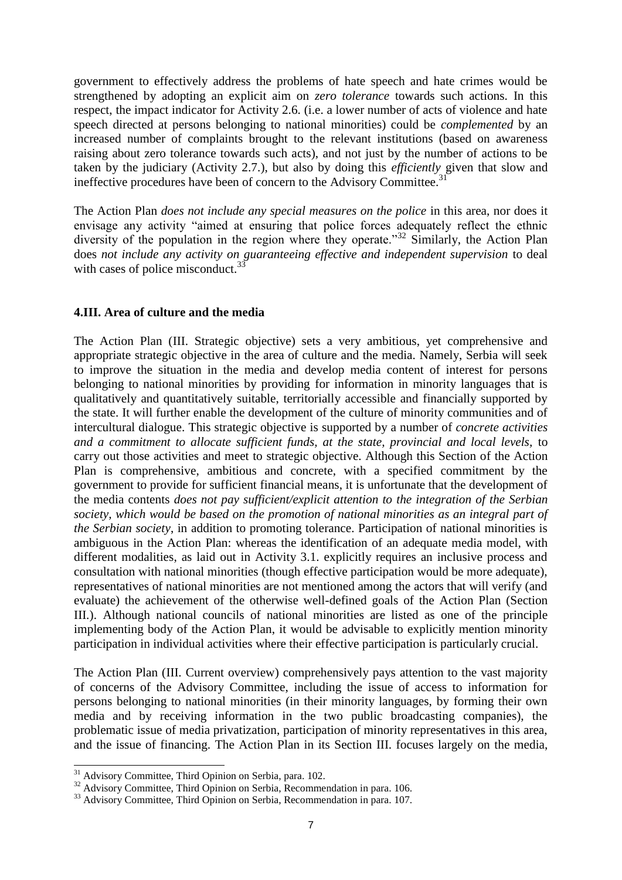government to effectively address the problems of hate speech and hate crimes would be strengthened by adopting an explicit aim on *zero tolerance* towards such actions. In this respect, the impact indicator for Activity 2.6. (i.e. a lower number of acts of violence and hate speech directed at persons belonging to national minorities) could be *complemented* by an increased number of complaints brought to the relevant institutions (based on awareness raising about zero tolerance towards such acts), and not just by the number of actions to be taken by the judiciary (Activity 2.7.), but also by doing this *efficiently* given that slow and ineffective procedures have been of concern to the Advisory Committee.[31]

The Action Plan *does not include any special measures on the police* in this area, nor does it envisage any activity "aimed at ensuring that police forces adequately reflect the ethnic diversity of the population in the region where they operate."[32] Similarly, the Action Plan does *not include any activity on guaranteeing effective and independent supervision* to deal with cases of police misconduct.[33]

### 4.III. Area of culture and the media

The Action Plan (III. Strategic objective) sets a very ambitious, yet comprehensive and appropriate strategic objective in the area of culture and the media. Namely, Serbia will seek to improve the situation in the media and develop media content of interest for persons belonging to national minorities by providing for information in minority languages that is qualitatively and quantitatively suitable, territorially accessible and financially supported by the state. It will further enable the development of the culture of minority communities and of intercultural dialogue. This strategic objective is supported by a number of *concrete activities and a commitment to allocate sufficient funds, at the state, provincial and local levels,* to carry out those activities and meet to strategic objective. Although this Section of the Action Plan is comprehensive, ambitious and concrete, with a specified commitment by the government to provide for sufficient financial means, it is unfortunate that the development of the media contents *does not pay sufficient/explicit attention to the integration of the Serbian society, which would be based on the promotion of national minorities as an integral part of the Serbian society*, in addition to promoting tolerance. Participation of national minorities is ambiguous in the Action Plan: whereas the identification of an adequate media model, with different modalities, as laid out in Activity 3.1. explicitly requires an inclusive process and consultation with national minorities (though effective participation would be more adequate), representatives of national minorities are not mentioned among the actors that will verify (and evaluate) the achievement of the otherwise well-defined goals of the Action Plan (Section III.). Although national councils of national minorities are listed as one of the principle implementing body of the Action Plan, it would be advisable to explicitly mention minority participation in individual activities where their effective participation is particularly crucial.

The Action Plan (III. Current overview) comprehensively pays attention to the vast majority of concerns of the Advisory Committee, including the issue of access to information for persons belonging to national minorities (in their minority languages, by forming their own media and by receiving information in the two public broadcasting companies), the problematic issue of media privatization, participation of minority representatives in this area, and the issue of financing. The Action Plan in its Section III. focuses largely on the media,

---

[31] Advisory Committee, Third Opinion on Serbia, para. 102.

[32] Advisory Committee, Third Opinion on Serbia, Recommendation in para. 106.

[33] Advisory Committee, Third Opinion on Serbia, Recommendation in para. 107.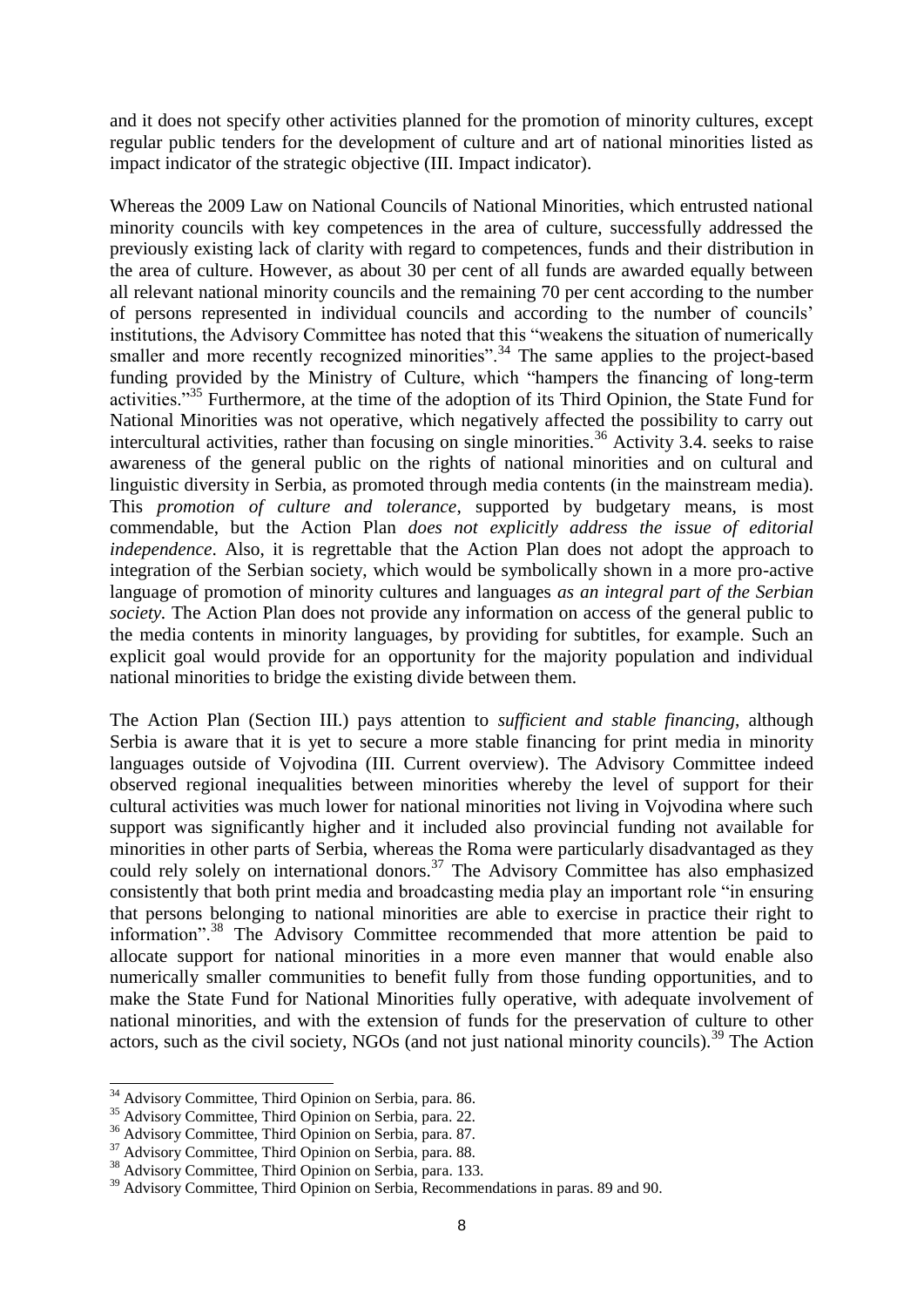and it does not specify other activities planned for the promotion of minority cultures, except regular public tenders for the development of culture and art of national minorities listed as impact indicator of the strategic objective (III. Impact indicator).

Whereas the 2009 Law on National Councils of National Minorities, which entrusted national minority councils with key competences in the area of culture, successfully addressed the previously existing lack of clarity with regard to competences, funds and their distribution in the area of culture. However, as about 30 per cent of all funds are awarded equally between all relevant national minority councils and the remaining 70 per cent according to the number of persons represented in individual councils and according to the number of councils' institutions, the Advisory Committee has noted that this "weakens the situation of numerically smaller and more recently recognized minorities".[34] The same applies to the project-based funding provided by the Ministry of Culture, which "hampers the financing of long-term activities."[35] Furthermore, at the time of the adoption of its Third Opinion, the State Fund for National Minorities was not operative, which negatively affected the possibility to carry out intercultural activities, rather than focusing on single minorities.[36] Activity 3.4. seeks to raise awareness of the general public on the rights of national minorities and on cultural and linguistic diversity in Serbia, as promoted through media contents (in the mainstream media). This *promotion of culture and tolerance*, supported by budgetary means, is most commendable, but the Action Plan *does not explicitly address the issue of editorial independence*. Also, it is regrettable that the Action Plan does not adopt the approach to integration of the Serbian society, which would be symbolically shown in a more pro-active language of promotion of minority cultures and languages *as an integral part of the Serbian society.* The Action Plan does not provide any information on access of the general public to the media contents in minority languages, by providing for subtitles, for example. Such an explicit goal would provide for an opportunity for the majority population and individual national minorities to bridge the existing divide between them.

The Action Plan (Section III.) pays attention to *sufficient and stable financing*, although Serbia is aware that it is yet to secure a more stable financing for print media in minority languages outside of Vojvodina (III. Current overview). The Advisory Committee indeed observed regional inequalities between minorities whereby the level of support for their cultural activities was much lower for national minorities not living in Vojvodina where such support was significantly higher and it included also provincial funding not available for minorities in other parts of Serbia, whereas the Roma were particularly disadvantaged as they could rely solely on international donors.[37] The Advisory Committee has also emphasized consistently that both print media and broadcasting media play an important role "in ensuring that persons belonging to national minorities are able to exercise in practice their right to information".[38] The Advisory Committee recommended that more attention be paid to allocate support for national minorities in a more even manner that would enable also numerically smaller communities to benefit fully from those funding opportunities, and to make the State Fund for National Minorities fully operative, with adequate involvement of national minorities, and with the extension of funds for the preservation of culture to other actors, such as the civil society, NGOs (and not just national minority councils).[39] The Action

[34] Advisory Committee, Third Opinion on Serbia, para. 86.

[35] Advisory Committee, Third Opinion on Serbia, para. 22.

[36] Advisory Committee, Third Opinion on Serbia, para. 87.

[37] Advisory Committee, Third Opinion on Serbia, para. 88.

[38] Advisory Committee, Third Opinion on Serbia, para. 133.

[39] Advisory Committee, Third Opinion on Serbia, Recommendations in paras. 89 and 90.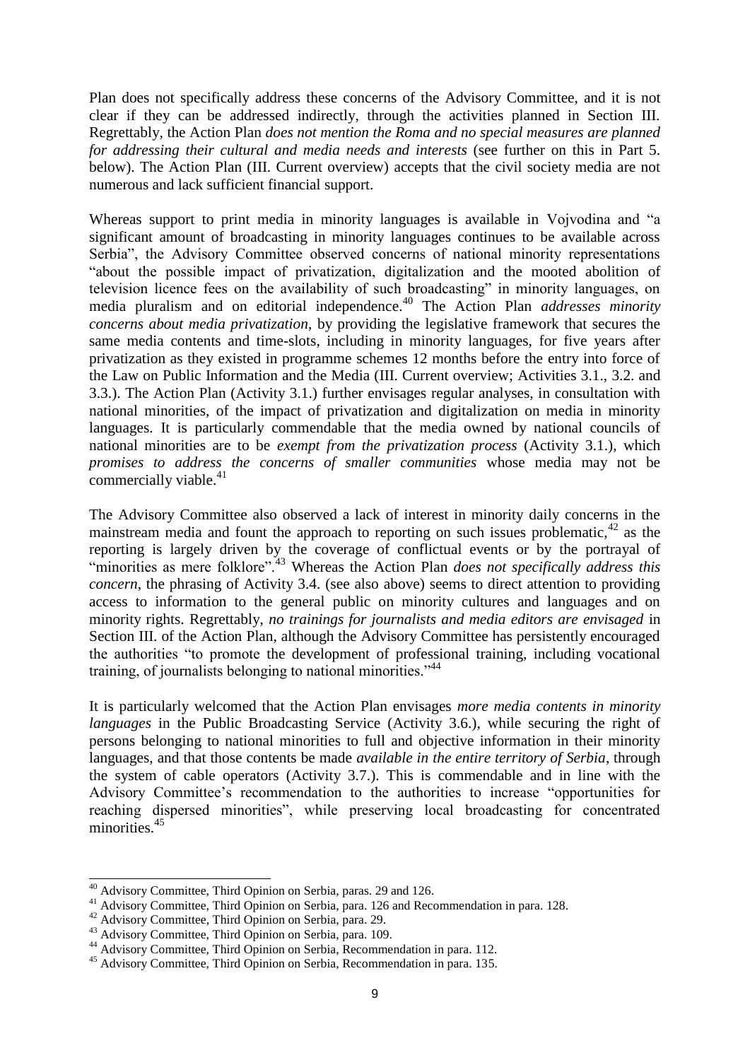Plan does not specifically address these concerns of the Advisory Committee, and it is not clear if they can be addressed indirectly, through the activities planned in Section III. Regrettably, the Action Plan *does not mention the Roma and no special measures are planned for addressing their cultural and media needs and interests* (see further on this in Part 5. below). The Action Plan (III. Current overview) accepts that the civil society media are not numerous and lack sufficient financial support.

Whereas support to print media in minority languages is available in Vojvodina and "a significant amount of broadcasting in minority languages continues to be available across Serbia", the Advisory Committee observed concerns of national minority representations "about the possible impact of privatization, digitalization and the mooted abolition of television licence fees on the availability of such broadcasting" in minority languages, on media pluralism and on editorial independence.[40] The Action Plan *addresses minority concerns about media privatization*, by providing the legislative framework that secures the same media contents and time-slots, including in minority languages, for five years after privatization as they existed in programme schemes 12 months before the entry into force of the Law on Public Information and the Media (III. Current overview; Activities 3.1., 3.2. and 3.3.). The Action Plan (Activity 3.1.) further envisages regular analyses, in consultation with national minorities, of the impact of privatization and digitalization on media in minority languages. It is particularly commendable that the media owned by national councils of national minorities are to be *exempt from the privatization process* (Activity 3.1.), which *promises to address the concerns of smaller communities* whose media may not be commercially viable.[41]

The Advisory Committee also observed a lack of interest in minority daily concerns in the mainstream media and fount the approach to reporting on such issues problematic,[42] as the reporting is largely driven by the coverage of conflictual events or by the portrayal of "minorities as mere folklore".[43] Whereas the Action Plan *does not specifically address this concern*, the phrasing of Activity 3.4. (see also above) seems to direct attention to providing access to information to the general public on minority cultures and languages and on minority rights. Regrettably, *no trainings for journalists and media editors are envisaged* in Section III. of the Action Plan, although the Advisory Committee has persistently encouraged the authorities "to promote the development of professional training, including vocational training, of journalists belonging to national minorities."[44]

It is particularly welcomed that the Action Plan envisages *more media contents in minority languages* in the Public Broadcasting Service (Activity 3.6.), while securing the right of persons belonging to national minorities to full and objective information in their minority languages, and that those contents be made *available in the entire territory of Serbia*, through the system of cable operators (Activity 3.7.). This is commendable and in line with the Advisory Committee's recommendation to the authorities to increase "opportunities for reaching dispersed minorities", while preserving local broadcasting for concentrated minorities.[45]

---

[40] Advisory Committee, Third Opinion on Serbia, paras. 29 and 126.

[41] Advisory Committee, Third Opinion on Serbia, para. 126 and Recommendation in para. 128.

[42] Advisory Committee, Third Opinion on Serbia, para. 29.

[43] Advisory Committee, Third Opinion on Serbia, para. 109.

[44] Advisory Committee, Third Opinion on Serbia, Recommendation in para. 112.

[45] Advisory Committee, Third Opinion on Serbia, Recommendation in para. 135.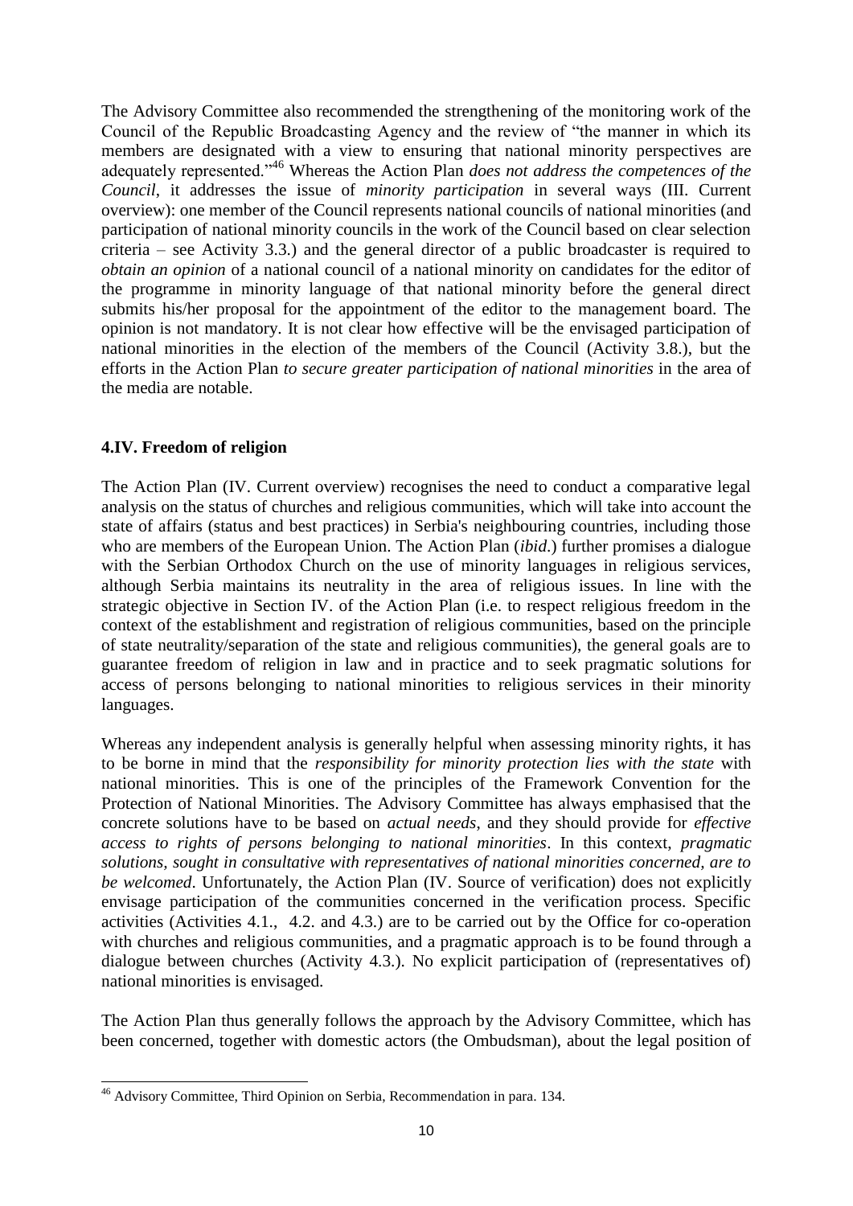The Advisory Committee also recommended the strengthening of the monitoring work of the Council of the Republic Broadcasting Agency and the review of "the manner in which its members are designated with a view to ensuring that national minority perspectives are adequately represented."[46] Whereas the Action Plan *does not address the competences of the Council*, it addresses the issue of *minority participation* in several ways (III. Current overview): one member of the Council represents national councils of national minorities (and participation of national minority councils in the work of the Council based on clear selection criteria – see Activity 3.3.) and the general director of a public broadcaster is required to *obtain an opinion* of a national council of a national minority on candidates for the editor of the programme in minority language of that national minority before the general direct submits his/her proposal for the appointment of the editor to the management board. The opinion is not mandatory. It is not clear how effective will be the envisaged participation of national minorities in the election of the members of the Council (Activity 3.8.), but the efforts in the Action Plan *to secure greater participation of national minorities* in the area of the media are notable.

## 4.IV. Freedom of religion

The Action Plan (IV. Current overview) recognises the need to conduct a comparative legal analysis on the status of churches and religious communities, which will take into account the state of affairs (status and best practices) in Serbia's neighbouring countries, including those who are members of the European Union. The Action Plan (*ibid*.) further promises a dialogue with the Serbian Orthodox Church on the use of minority languages in religious services, although Serbia maintains its neutrality in the area of religious issues. In line with the strategic objective in Section IV. of the Action Plan (i.e. to respect religious freedom in the context of the establishment and registration of religious communities, based on the principle of state neutrality/separation of the state and religious communities), the general goals are to guarantee freedom of religion in law and in practice and to seek pragmatic solutions for access of persons belonging to national minorities to religious services in their minority languages.

Whereas any independent analysis is generally helpful when assessing minority rights, it has to be borne in mind that the *responsibility for minority protection lies with the state* with national minorities. This is one of the principles of the Framework Convention for the Protection of National Minorities. The Advisory Committee has always emphasised that the concrete solutions have to be based on *actual needs*, and they should provide for *effective access to rights of persons belonging to national minorities*. In this context, *pragmatic solutions, sought in consultative with representatives of national minorities concerned, are to be welcomed*. Unfortunately, the Action Plan (IV. Source of verification) does not explicitly envisage participation of the communities concerned in the verification process. Specific activities (Activities 4.1., 4.2. and 4.3.) are to be carried out by the Office for co-operation with churches and religious communities, and a pragmatic approach is to be found through a dialogue between churches (Activity 4.3.). No explicit participation of (representatives of) national minorities is envisaged.

The Action Plan thus generally follows the approach by the Advisory Committee, which has been concerned, together with domestic actors (the Ombudsman), about the legal position of

---

[46] Advisory Committee, Third Opinion on Serbia, Recommendation in para. 134.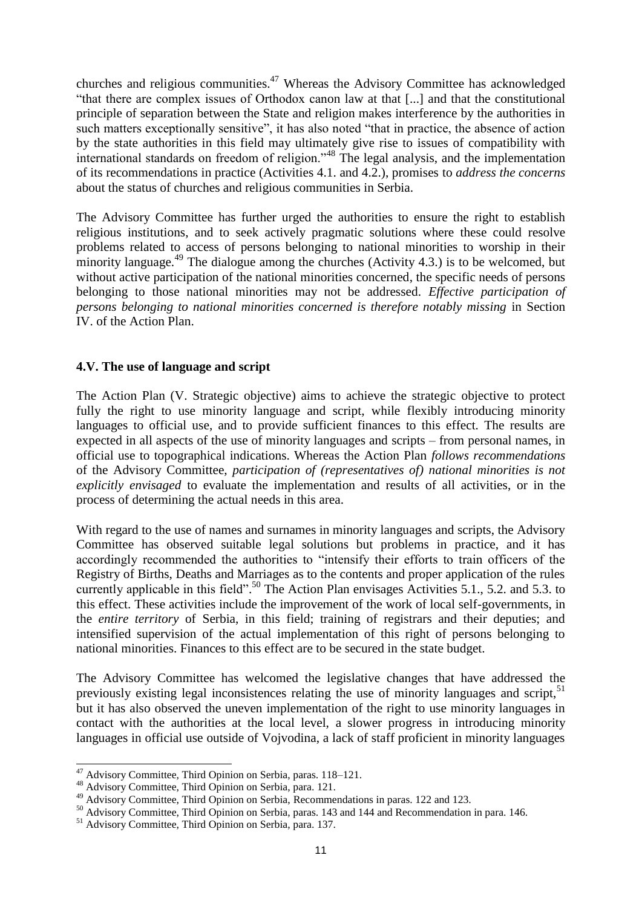churches and religious communities.[47] Whereas the Advisory Committee has acknowledged "that there are complex issues of Orthodox canon law at that [...] and that the constitutional principle of separation between the State and religion makes interference by the authorities in such matters exceptionally sensitive", it has also noted "that in practice, the absence of action by the state authorities in this field may ultimately give rise to issues of compatibility with international standards on freedom of religion."[48] The legal analysis, and the implementation of its recommendations in practice (Activities 4.1. and 4.2.), promises to *address the concerns* about the status of churches and religious communities in Serbia.

The Advisory Committee has further urged the authorities to ensure the right to establish religious institutions, and to seek actively pragmatic solutions where these could resolve problems related to access of persons belonging to national minorities to worship in their minority language.[49] The dialogue among the churches (Activity 4.3.) is to be welcomed, but without active participation of the national minorities concerned, the specific needs of persons belonging to those national minorities may not be addressed. *Effective participation of persons belonging to national minorities concerned is therefore notably missing* in Section IV. of the Action Plan.

### 4.V. The use of language and script

The Action Plan (V. Strategic objective) aims to achieve the strategic objective to protect fully the right to use minority language and script, while flexibly introducing minority languages to official use, and to provide sufficient finances to this effect. The results are expected in all aspects of the use of minority languages and scripts – from personal names, in official use to topographical indications. Whereas the Action Plan *follows recommendations* of the Advisory Committee, *participation of (representatives of) national minorities is not explicitly envisaged* to evaluate the implementation and results of all activities, or in the process of determining the actual needs in this area.

With regard to the use of names and surnames in minority languages and scripts, the Advisory Committee has observed suitable legal solutions but problems in practice, and it has accordingly recommended the authorities to "intensify their efforts to train officers of the Registry of Births, Deaths and Marriages as to the contents and proper application of the rules currently applicable in this field".[50] The Action Plan envisages Activities 5.1., 5.2. and 5.3. to this effect. These activities include the improvement of the work of local self-governments, in the *entire territory* of Serbia, in this field; training of registrars and their deputies; and intensified supervision of the actual implementation of this right of persons belonging to national minorities. Finances to this effect are to be secured in the state budget.

The Advisory Committee has welcomed the legislative changes that have addressed the previously existing legal inconsistences relating the use of minority languages and script,[51] but it has also observed the uneven implementation of the right to use minority languages in contact with the authorities at the local level, a slower progress in introducing minority languages in official use outside of Vojvodina, a lack of staff proficient in minority languages

---

[47] Advisory Committee, Third Opinion on Serbia, paras. 118–121.

[48] Advisory Committee, Third Opinion on Serbia, para. 121.

[49] Advisory Committee, Third Opinion on Serbia, Recommendations in paras. 122 and 123.

[50] Advisory Committee, Third Opinion on Serbia, paras. 143 and 144 and Recommendation in para. 146.

[51] Advisory Committee, Third Opinion on Serbia, para. 137.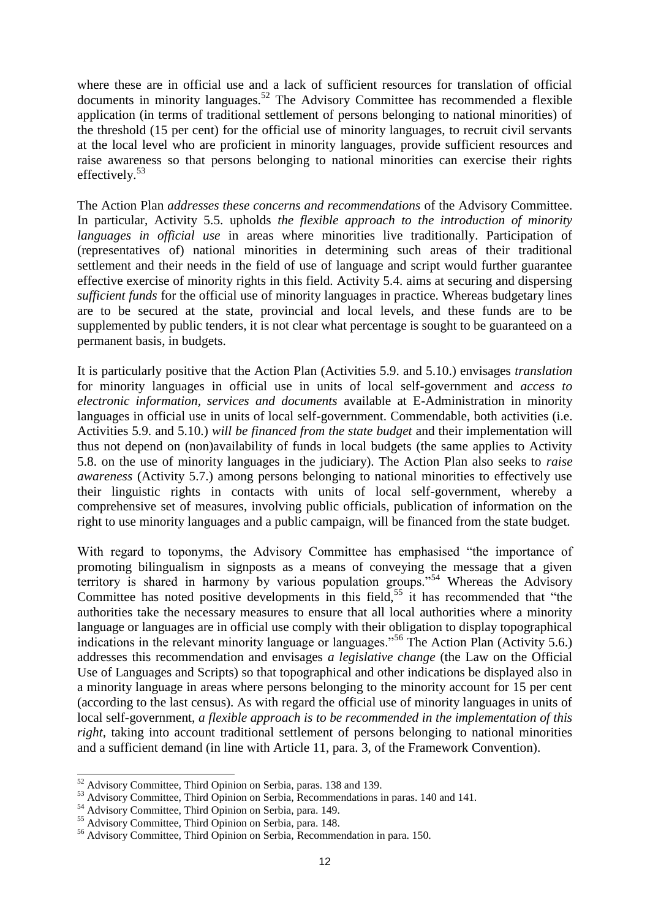where these are in official use and a lack of sufficient resources for translation of official documents in minority languages.[52] The Advisory Committee has recommended a flexible application (in terms of traditional settlement of persons belonging to national minorities) of the threshold (15 per cent) for the official use of minority languages, to recruit civil servants at the local level who are proficient in minority languages, provide sufficient resources and raise awareness so that persons belonging to national minorities can exercise their rights effectively.[53]

The Action Plan *addresses these concerns and recommendations* of the Advisory Committee. In particular, Activity 5.5. upholds *the flexible approach to the introduction of minority languages in official use* in areas where minorities live traditionally. Participation of (representatives of) national minorities in determining such areas of their traditional settlement and their needs in the field of use of language and script would further guarantee effective exercise of minority rights in this field. Activity 5.4. aims at securing and dispersing *sufficient funds* for the official use of minority languages in practice. Whereas budgetary lines are to be secured at the state, provincial and local levels, and these funds are to be supplemented by public tenders, it is not clear what percentage is sought to be guaranteed on a permanent basis, in budgets.

It is particularly positive that the Action Plan (Activities 5.9. and 5.10.) envisages *translation* for minority languages in official use in units of local self-government and *access to electronic information, services and documents* available at E-Administration in minority languages in official use in units of local self-government. Commendable, both activities (i.e. Activities 5.9. and 5.10.) *will be financed from the state budget* and their implementation will thus not depend on (non)availability of funds in local budgets (the same applies to Activity 5.8. on the use of minority languages in the judiciary). The Action Plan also seeks to *raise awareness* (Activity 5.7.) among persons belonging to national minorities to effectively use their linguistic rights in contacts with units of local self-government, whereby a comprehensive set of measures, involving public officials, publication of information on the right to use minority languages and a public campaign, will be financed from the state budget.

With regard to toponyms, the Advisory Committee has emphasised "the importance of promoting bilingualism in signposts as a means of conveying the message that a given territory is shared in harmony by various population groups."[54] Whereas the Advisory Committee has noted positive developments in this field,[55] it has recommended that "the authorities take the necessary measures to ensure that all local authorities where a minority language or languages are in official use comply with their obligation to display topographical indications in the relevant minority language or languages."[56] The Action Plan (Activity 5.6.) addresses this recommendation and envisages *a legislative change* (the Law on the Official Use of Languages and Scripts) so that topographical and other indications be displayed also in a minority language in areas where persons belonging to the minority account for 15 per cent (according to the last census). As with regard the official use of minority languages in units of local self-government, *a flexible approach is to be recommended in the implementation of this right*, taking into account traditional settlement of persons belonging to national minorities and a sufficient demand (in line with Article 11, para. 3, of the Framework Convention).

---

[52] Advisory Committee, Third Opinion on Serbia, paras. 138 and 139.

[53] Advisory Committee, Third Opinion on Serbia, Recommendations in paras. 140 and 141.

[54] Advisory Committee, Third Opinion on Serbia, para. 149.

[55] Advisory Committee, Third Opinion on Serbia, para. 148.

[56] Advisory Committee, Third Opinion on Serbia, Recommendation in para. 150.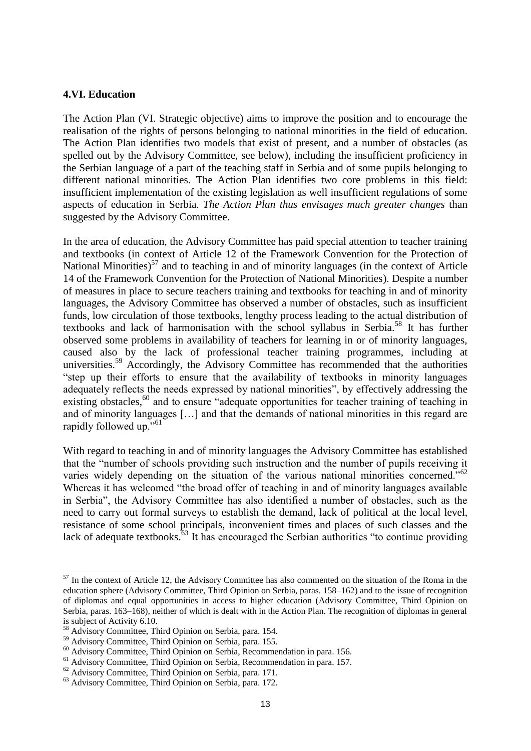#### 4.VI. Education

The Action Plan (VI. Strategic objective) aims to improve the position and to encourage the realisation of the rights of persons belonging to national minorities in the field of education. The Action Plan identifies two models that exist of present, and a number of obstacles (as spelled out by the Advisory Committee, see below), including the insufficient proficiency in the Serbian language of a part of the teaching staff in Serbia and of some pupils belonging to different national minorities. The Action Plan identifies two core problems in this field: insufficient implementation of the existing legislation as well insufficient regulations of some aspects of education in Serbia. *The Action Plan thus envisages much greater changes* than suggested by the Advisory Committee.

In the area of education, the Advisory Committee has paid special attention to teacher training and textbooks (in context of Article 12 of the Framework Convention for the Protection of National Minorities)[57] and to teaching in and of minority languages (in the context of Article 14 of the Framework Convention for the Protection of National Minorities). Despite a number of measures in place to secure teachers training and textbooks for teaching in and of minority languages, the Advisory Committee has observed a number of obstacles, such as insufficient funds, low circulation of those textbooks, lengthy process leading to the actual distribution of textbooks and lack of harmonisation with the school syllabus in Serbia.[58] It has further observed some problems in availability of teachers for learning in or of minority languages, caused also by the lack of professional teacher training programmes, including at universities.[59] Accordingly, the Advisory Committee has recommended that the authorities "step up their efforts to ensure that the availability of textbooks in minority languages adequately reflects the needs expressed by national minorities", by effectively addressing the existing obstacles,[60] and to ensure "adequate opportunities for teacher training of teaching in and of minority languages […] and that the demands of national minorities in this regard are rapidly followed up."[61]

With regard to teaching in and of minority languages the Advisory Committee has established that the "number of schools providing such instruction and the number of pupils receiving it varies widely depending on the situation of the various national minorities concerned."[62] Whereas it has welcomed "the broad offer of teaching in and of minority languages available in Serbia", the Advisory Committee has also identified a number of obstacles, such as the need to carry out formal surveys to establish the demand, lack of political at the local level, resistance of some school principals, inconvenient times and places of such classes and the lack of adequate textbooks.[63] It has encouraged the Serbian authorities "to continue providing

---

[57] In the context of Article 12, the Advisory Committee has also commented on the situation of the Roma in the education sphere (Advisory Committee, Third Opinion on Serbia, paras. 158–162) and to the issue of recognition of diplomas and equal opportunities in access to higher education (Advisory Committee, Third Opinion on Serbia, paras. 163–168), neither of which is dealt with in the Action Plan. The recognition of diplomas in general is subject of Activity 6.10.

[58] Advisory Committee, Third Opinion on Serbia, para. 154.

[59] Advisory Committee, Third Opinion on Serbia, para. 155.

[60] Advisory Committee, Third Opinion on Serbia, Recommendation in para. 156.

[61] Advisory Committee, Third Opinion on Serbia, Recommendation in para. 157.

[62] Advisory Committee, Third Opinion on Serbia, para. 171.

[63] Advisory Committee, Third Opinion on Serbia, para. 172.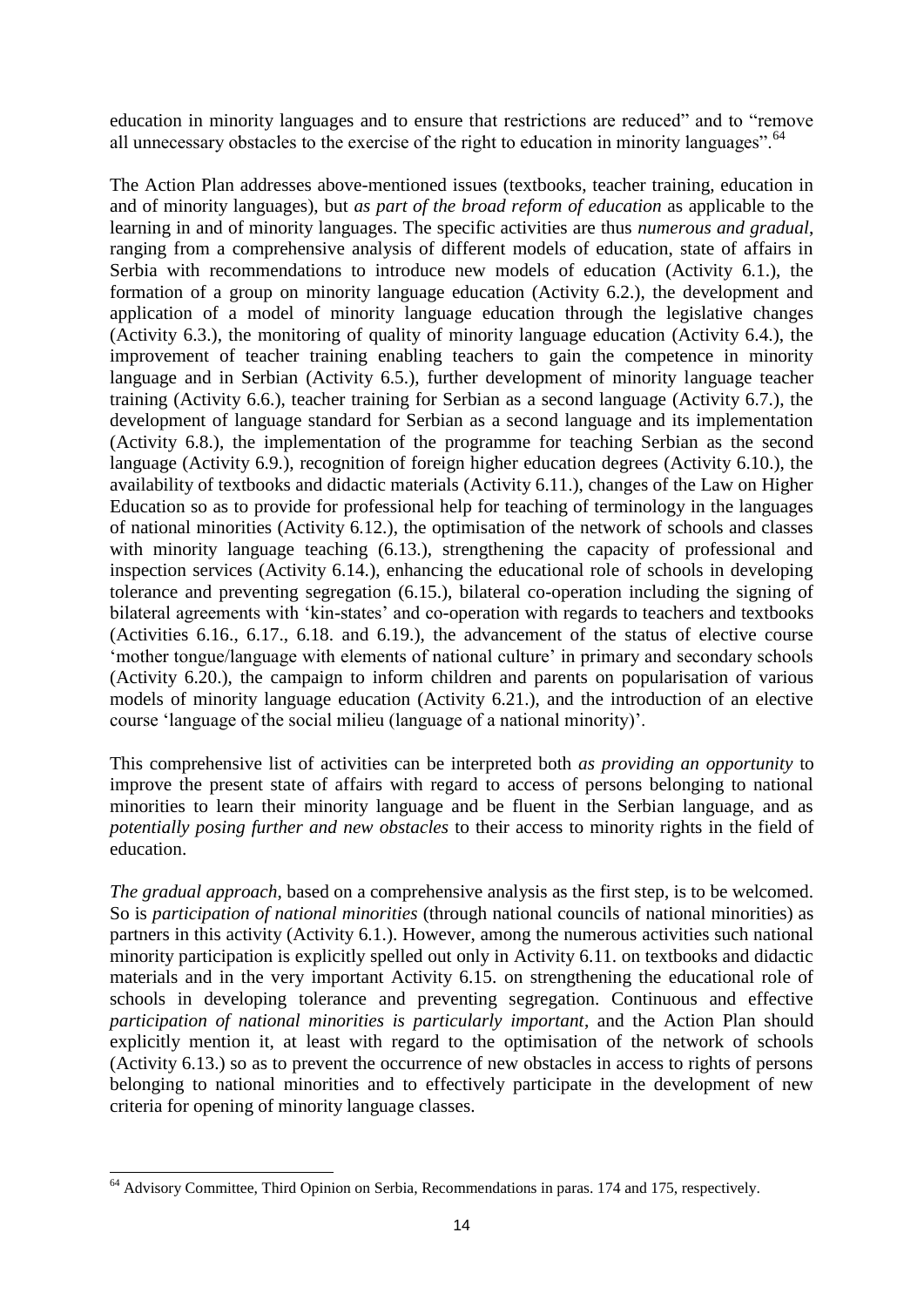education in minority languages and to ensure that restrictions are reduced" and to "remove all unnecessary obstacles to the exercise of the right to education in minority languages".[64]

The Action Plan addresses above-mentioned issues (textbooks, teacher training, education in and of minority languages), but *as part of the broad reform of education* as applicable to the learning in and of minority languages. The specific activities are thus *numerous and gradual*, ranging from a comprehensive analysis of different models of education, state of affairs in Serbia with recommendations to introduce new models of education (Activity 6.1.), the formation of a group on minority language education (Activity 6.2.), the development and application of a model of minority language education through the legislative changes (Activity 6.3.), the monitoring of quality of minority language education (Activity 6.4.), the improvement of teacher training enabling teachers to gain the competence in minority language and in Serbian (Activity 6.5.), further development of minority language teacher training (Activity 6.6.), teacher training for Serbian as a second language (Activity 6.7.), the development of language standard for Serbian as a second language and its implementation (Activity 6.8.), the implementation of the programme for teaching Serbian as the second language (Activity 6.9.), recognition of foreign higher education degrees (Activity 6.10.), the availability of textbooks and didactic materials (Activity 6.11.), changes of the Law on Higher Education so as to provide for professional help for teaching of terminology in the languages of national minorities (Activity 6.12.), the optimisation of the network of schools and classes with minority language teaching (6.13.), strengthening the capacity of professional and inspection services (Activity 6.14.), enhancing the educational role of schools in developing tolerance and preventing segregation (6.15.), bilateral co-operation including the signing of bilateral agreements with 'kin-states' and co-operation with regards to teachers and textbooks (Activities 6.16., 6.17., 6.18. and 6.19.), the advancement of the status of elective course 'mother tongue/language with elements of national culture' in primary and secondary schools (Activity 6.20.), the campaign to inform children and parents on popularisation of various models of minority language education (Activity 6.21.), and the introduction of an elective course 'language of the social milieu (language of a national minority)'.

This comprehensive list of activities can be interpreted both *as providing an opportunity* to improve the present state of affairs with regard to access of persons belonging to national minorities to learn their minority language and be fluent in the Serbian language, and as *potentially posing further and new obstacles* to their access to minority rights in the field of education.

*The gradual approach*, based on a comprehensive analysis as the first step, is to be welcomed. So is *participation of national minorities* (through national councils of national minorities) as partners in this activity (Activity 6.1.). However, among the numerous activities such national minority participation is explicitly spelled out only in Activity 6.11. on textbooks and didactic materials and in the very important Activity 6.15. on strengthening the educational role of schools in developing tolerance and preventing segregation. Continuous and effective *participation of national minorities is particularly important*, and the Action Plan should explicitly mention it, at least with regard to the optimisation of the network of schools (Activity 6.13.) so as to prevent the occurrence of new obstacles in access to rights of persons belonging to national minorities and to effectively participate in the development of new criteria for opening of minority language classes.

---

[64] Advisory Committee, Third Opinion on Serbia, Recommendations in paras. 174 and 175, respectively.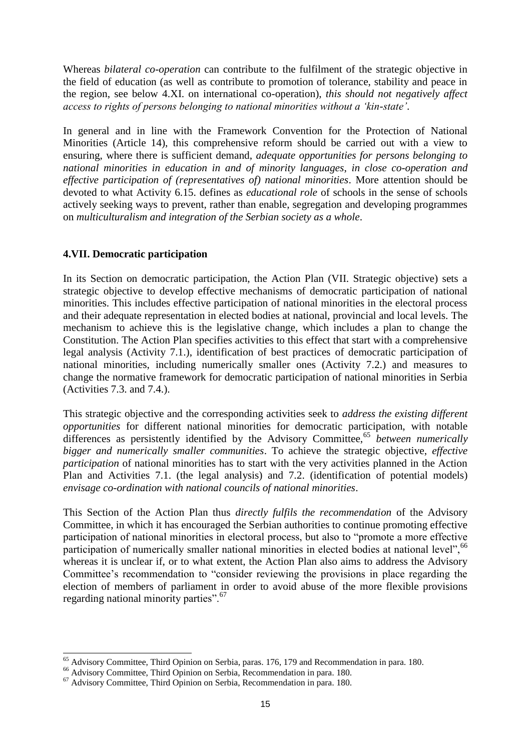Whereas *bilateral co-operation* can contribute to the fulfilment of the strategic objective in the field of education (as well as contribute to promotion of tolerance, stability and peace in the region, see below 4.XI. on international co-operation), *this should not negatively affect access to rights of persons belonging to national minorities without a 'kin-state'*.

In general and in line with the Framework Convention for the Protection of National Minorities (Article 14), this comprehensive reform should be carried out with a view to ensuring, where there is sufficient demand, *adequate opportunities for persons belonging to national minorities in education in and of minority languages*, *in close co-operation and effective participation of (representatives of) national minorities*. More attention should be devoted to what Activity 6.15. defines as *educational role* of schools in the sense of schools actively seeking ways to prevent, rather than enable, segregation and developing programmes on *multiculturalism and integration of the Serbian society as a whole*.

## 4.VII. Democratic participation

In its Section on democratic participation, the Action Plan (VII. Strategic objective) sets a strategic objective to develop effective mechanisms of democratic participation of national minorities. This includes effective participation of national minorities in the electoral process and their adequate representation in elected bodies at national, provincial and local levels. The mechanism to achieve this is the legislative change, which includes a plan to change the Constitution. The Action Plan specifies activities to this effect that start with a comprehensive legal analysis (Activity 7.1.), identification of best practices of democratic participation of national minorities, including numerically smaller ones (Activity 7.2.) and measures to change the normative framework for democratic participation of national minorities in Serbia (Activities 7.3. and 7.4.).

This strategic objective and the corresponding activities seek to *address the existing different opportunities* for different national minorities for democratic participation, with notable differences as persistently identified by the Advisory Committee,[65] *between numerically bigger and numerically smaller communities*. To achieve the strategic objective, *effective participation* of national minorities has to start with the very activities planned in the Action Plan and Activities 7.1. (the legal analysis) and 7.2. (identification of potential models) *envisage co-ordination with national councils of national minorities*.

This Section of the Action Plan thus *directly fulfils the recommendation* of the Advisory Committee, in which it has encouraged the Serbian authorities to continue promoting effective participation of national minorities in electoral process, but also to "promote a more effective participation of numerically smaller national minorities in elected bodies at national level",[66] whereas it is unclear if, or to what extent, the Action Plan also aims to address the Advisory Committee's recommendation to "consider reviewing the provisions in place regarding the election of members of parliament in order to avoid abuse of the more flexible provisions regarding national minority parties".[67]

---

[65] Advisory Committee, Third Opinion on Serbia, paras. 176, 179 and Recommendation in para. 180.

[66] Advisory Committee, Third Opinion on Serbia, Recommendation in para. 180.

[67] Advisory Committee, Third Opinion on Serbia, Recommendation in para. 180.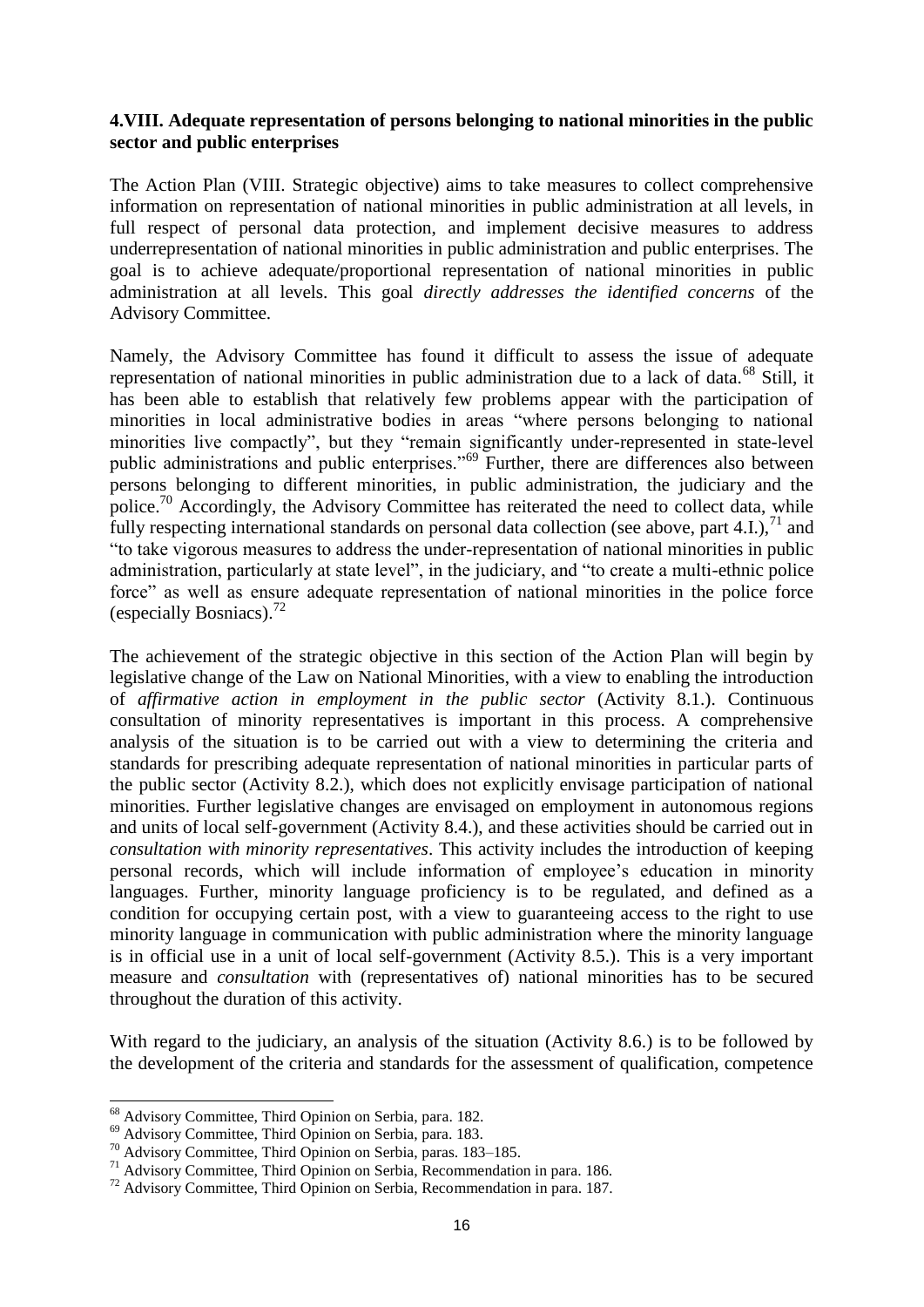### 4.VIII. Adequate representation of persons belonging to national minorities in the public sector and public enterprises

The Action Plan (VIII. Strategic objective) aims to take measures to collect comprehensive information on representation of national minorities in public administration at all levels, in full respect of personal data protection, and implement decisive measures to address underrepresentation of national minorities in public administration and public enterprises. The goal is to achieve adequate/proportional representation of national minorities in public administration at all levels. This goal *directly addresses the identified concerns* of the Advisory Committee.

Namely, the Advisory Committee has found it difficult to assess the issue of adequate representation of national minorities in public administration due to a lack of data.[68] Still, it has been able to establish that relatively few problems appear with the participation of minorities in local administrative bodies in areas "where persons belonging to national minorities live compactly", but they "remain significantly under-represented in state-level public administrations and public enterprises."[69] Further, there are differences also between persons belonging to different minorities, in public administration, the judiciary and the police.[70] Accordingly, the Advisory Committee has reiterated the need to collect data, while fully respecting international standards on personal data collection (see above, part 4.I.),[71] and "to take vigorous measures to address the under-representation of national minorities in public administration, particularly at state level", in the judiciary, and "to create a multi-ethnic police force" as well as ensure adequate representation of national minorities in the police force (especially Bosniacs).[72]

The achievement of the strategic objective in this section of the Action Plan will begin by legislative change of the Law on National Minorities, with a view to enabling the introduction of *affirmative action in employment in the public sector* (Activity 8.1.). Continuous consultation of minority representatives is important in this process. A comprehensive analysis of the situation is to be carried out with a view to determining the criteria and standards for prescribing adequate representation of national minorities in particular parts of the public sector (Activity 8.2.), which does not explicitly envisage participation of national minorities. Further legislative changes are envisaged on employment in autonomous regions and units of local self-government (Activity 8.4.), and these activities should be carried out in *consultation with minority representatives*. This activity includes the introduction of keeping personal records, which will include information of employee's education in minority languages. Further, minority language proficiency is to be regulated, and defined as a condition for occupying certain post, with a view to guaranteeing access to the right to use minority language in communication with public administration where the minority language is in official use in a unit of local self-government (Activity 8.5.). This is a very important measure and *consultation* with (representatives of) national minorities has to be secured throughout the duration of this activity.

With regard to the judiciary, an analysis of the situation (Activity 8.6.) is to be followed by the development of the criteria and standards for the assessment of qualification, competence

---

[68] Advisory Committee, Third Opinion on Serbia, para. 182.

[69] Advisory Committee, Third Opinion on Serbia, para. 183.

[70] Advisory Committee, Third Opinion on Serbia, paras. 183–185.

[71] Advisory Committee, Third Opinion on Serbia, Recommendation in para. 186.

[72] Advisory Committee, Third Opinion on Serbia, Recommendation in para. 187.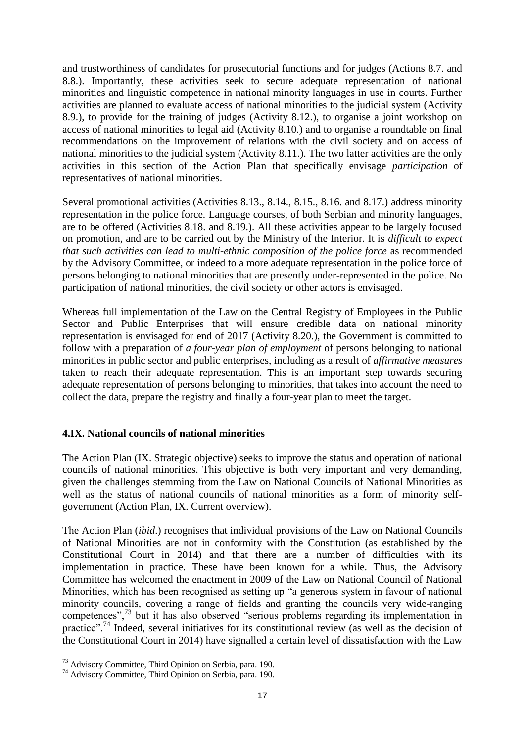and trustworthiness of candidates for prosecutorial functions and for judges (Actions 8.7. and 8.8.). Importantly, these activities seek to secure adequate representation of national minorities and linguistic competence in national minority languages in use in courts. Further activities are planned to evaluate access of national minorities to the judicial system (Activity 8.9.), to provide for the training of judges (Activity 8.12.), to organise a joint workshop on access of national minorities to legal aid (Activity 8.10.) and to organise a roundtable on final recommendations on the improvement of relations with the civil society and on access of national minorities to the judicial system (Activity 8.11.). The two latter activities are the only activities in this section of the Action Plan that specifically envisage *participation* of representatives of national minorities.

Several promotional activities (Activities 8.13., 8.14., 8.15., 8.16. and 8.17.) address minority representation in the police force. Language courses, of both Serbian and minority languages, are to be offered (Activities 8.18. and 8.19.). All these activities appear to be largely focused on promotion, and are to be carried out by the Ministry of the Interior. It is *difficult to expect that such activities can lead to multi-ethnic composition of the police force* as recommended by the Advisory Committee, or indeed to a more adequate representation in the police force of persons belonging to national minorities that are presently under-represented in the police. No participation of national minorities, the civil society or other actors is envisaged.

Whereas full implementation of the Law on the Central Registry of Employees in the Public Sector and Public Enterprises that will ensure credible data on national minority representation is envisaged for end of 2017 (Activity 8.20.), the Government is committed to follow with a preparation of *a four-year plan of employment* of persons belonging to national minorities in public sector and public enterprises, including as a result of *affirmative measures* taken to reach their adequate representation. This is an important step towards securing adequate representation of persons belonging to minorities, that takes into account the need to collect the data, prepare the registry and finally a four-year plan to meet the target.

### 4.IX. National councils of national minorities

The Action Plan (IX. Strategic objective) seeks to improve the status and operation of national councils of national minorities. This objective is both very important and very demanding, given the challenges stemming from the Law on National Councils of National Minorities as well as the status of national councils of national minorities as a form of minority self-government (Action Plan, IX. Current overview).

The Action Plan (*ibid*.) recognises that individual provisions of the Law on National Councils of National Minorities are not in conformity with the Constitution (as established by the Constitutional Court in 2014) and that there are a number of difficulties with its implementation in practice. These have been known for a while. Thus, the Advisory Committee has welcomed the enactment in 2009 of the Law on National Council of National Minorities, which has been recognised as setting up "a generous system in favour of national minority councils, covering a range of fields and granting the councils very wide-ranging competences",[73] but it has also observed "serious problems regarding its implementation in practice".[74] Indeed, several initiatives for its constitutional review (as well as the decision of the Constitutional Court in 2014) have signalled a certain level of dissatisfaction with the Law

---

[73] Advisory Committee, Third Opinion on Serbia, para. 190.

[74] Advisory Committee, Third Opinion on Serbia, para. 190.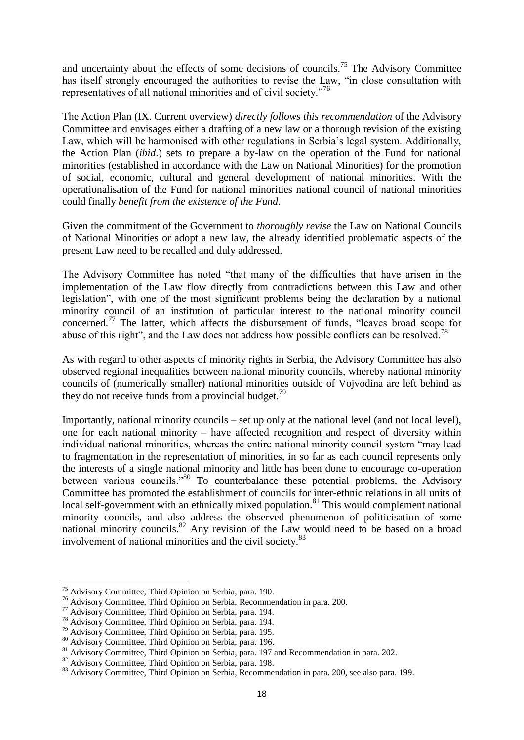and uncertainty about the effects of some decisions of councils.[75] The Advisory Committee has itself strongly encouraged the authorities to revise the Law, "in close consultation with representatives of all national minorities and of civil society."[76]

The Action Plan (IX. Current overview) *directly follows this recommendation* of the Advisory Committee and envisages either a drafting of a new law or a thorough revision of the existing Law, which will be harmonised with other regulations in Serbia's legal system. Additionally, the Action Plan (*ibid*.) sets to prepare a by-law on the operation of the Fund for national minorities (established in accordance with the Law on National Minorities) for the promotion of social, economic, cultural and general development of national minorities. With the operationalisation of the Fund for national minorities national council of national minorities could finally *benefit from the existence of the Fund*.

Given the commitment of the Government to *thoroughly revise* the Law on National Councils of National Minorities or adopt a new law, the already identified problematic aspects of the present Law need to be recalled and duly addressed.

The Advisory Committee has noted "that many of the difficulties that have arisen in the implementation of the Law flow directly from contradictions between this Law and other legislation", with one of the most significant problems being the declaration by a national minority council of an institution of particular interest to the national minority council concerned.[77] The latter, which affects the disbursement of funds, "leaves broad scope for abuse of this right", and the Law does not address how possible conflicts can be resolved.[78]

As with regard to other aspects of minority rights in Serbia, the Advisory Committee has also observed regional inequalities between national minority councils, whereby national minority councils of (numerically smaller) national minorities outside of Vojvodina are left behind as they do not receive funds from a provincial budget.[79]

Importantly, national minority councils – set up only at the national level (and not local level), one for each national minority – have affected recognition and respect of diversity within individual national minorities, whereas the entire national minority council system "may lead to fragmentation in the representation of minorities, in so far as each council represents only the interests of a single national minority and little has been done to encourage co-operation between various councils."[80] To counterbalance these potential problems, the Advisory Committee has promoted the establishment of councils for inter-ethnic relations in all units of local self-government with an ethnically mixed population.[81] This would complement national minority councils, and also address the observed phenomenon of politicisation of some national minority councils.[82] Any revision of the Law would need to be based on a broad involvement of national minorities and the civil society.[83]

---

[75] Advisory Committee, Third Opinion on Serbia, para. 190.

[76] Advisory Committee, Third Opinion on Serbia, Recommendation in para. 200.

[77] Advisory Committee, Third Opinion on Serbia, para. 194.

[78] Advisory Committee, Third Opinion on Serbia, para. 194.

[79] Advisory Committee, Third Opinion on Serbia, para. 195.

[80] Advisory Committee, Third Opinion on Serbia, para. 196.

[81] Advisory Committee, Third Opinion on Serbia, para. 197 and Recommendation in para. 202.

[82] Advisory Committee, Third Opinion on Serbia, para. 198.

[83] Advisory Committee, Third Opinion on Serbia, Recommendation in para. 200, see also para. 199.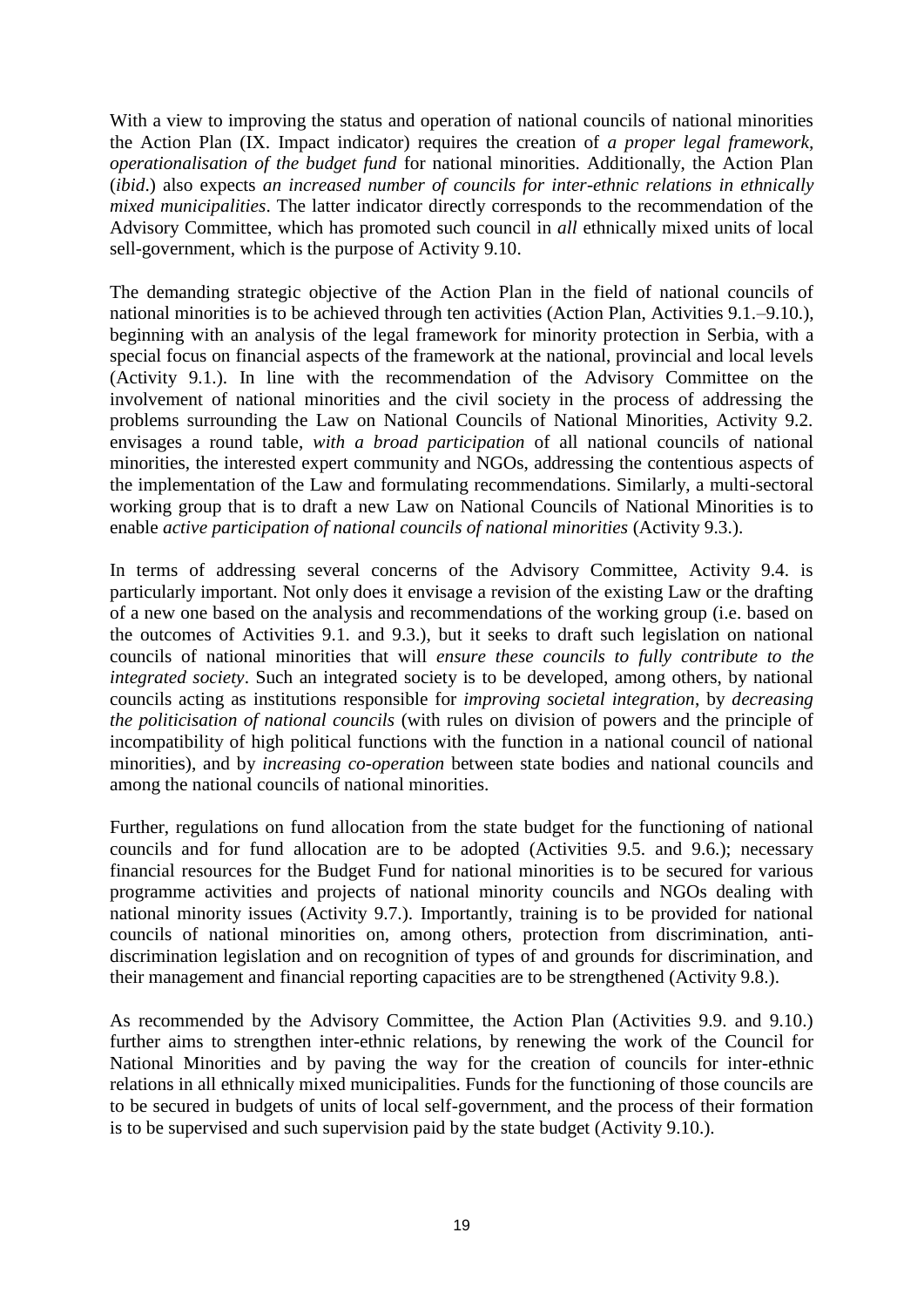With a view to improving the status and operation of national councils of national minorities the Action Plan (IX. Impact indicator) requires the creation of *a proper legal framework, operationalisation of the budget fund* for national minorities. Additionally, the Action Plan (*ibid*.) also expects *an increased number of councils for inter-ethnic relations in ethnically mixed municipalities*. The latter indicator directly corresponds to the recommendation of the Advisory Committee, which has promoted such council in *all* ethnically mixed units of local sell-government, which is the purpose of Activity 9.10.

The demanding strategic objective of the Action Plan in the field of national councils of national minorities is to be achieved through ten activities (Action Plan, Activities 9.1.–9.10.), beginning with an analysis of the legal framework for minority protection in Serbia, with a special focus on financial aspects of the framework at the national, provincial and local levels (Activity 9.1.). In line with the recommendation of the Advisory Committee on the involvement of national minorities and the civil society in the process of addressing the problems surrounding the Law on National Councils of National Minorities, Activity 9.2. envisages a round table, *with a broad participation* of all national councils of national minorities, the interested expert community and NGOs, addressing the contentious aspects of the implementation of the Law and formulating recommendations. Similarly, a multi-sectoral working group that is to draft a new Law on National Councils of National Minorities is to enable *active participation of national councils of national minorities* (Activity 9.3.).

In terms of addressing several concerns of the Advisory Committee, Activity 9.4. is particularly important. Not only does it envisage a revision of the existing Law or the drafting of a new one based on the analysis and recommendations of the working group (i.e. based on the outcomes of Activities 9.1. and 9.3.), but it seeks to draft such legislation on national councils of national minorities that will *ensure these councils to fully contribute to the integrated society*. Such an integrated society is to be developed, among others, by national councils acting as institutions responsible for *improving societal integration*, by *decreasing the politicisation of national councils* (with rules on division of powers and the principle of incompatibility of high political functions with the function in a national council of national minorities), and by *increasing co-operation* between state bodies and national councils and among the national councils of national minorities.

Further, regulations on fund allocation from the state budget for the functioning of national councils and for fund allocation are to be adopted (Activities 9.5. and 9.6.); necessary financial resources for the Budget Fund for national minorities is to be secured for various programme activities and projects of national minority councils and NGOs dealing with national minority issues (Activity 9.7.). Importantly, training is to be provided for national councils of national minorities on, among others, protection from discrimination, anti-discrimination legislation and on recognition of types of and grounds for discrimination, and their management and financial reporting capacities are to be strengthened (Activity 9.8.).

As recommended by the Advisory Committee, the Action Plan (Activities 9.9. and 9.10.) further aims to strengthen inter-ethnic relations, by renewing the work of the Council for National Minorities and by paving the way for the creation of councils for inter-ethnic relations in all ethnically mixed municipalities. Funds for the functioning of those councils are to be secured in budgets of units of local self-government, and the process of their formation is to be supervised and such supervision paid by the state budget (Activity 9.10.).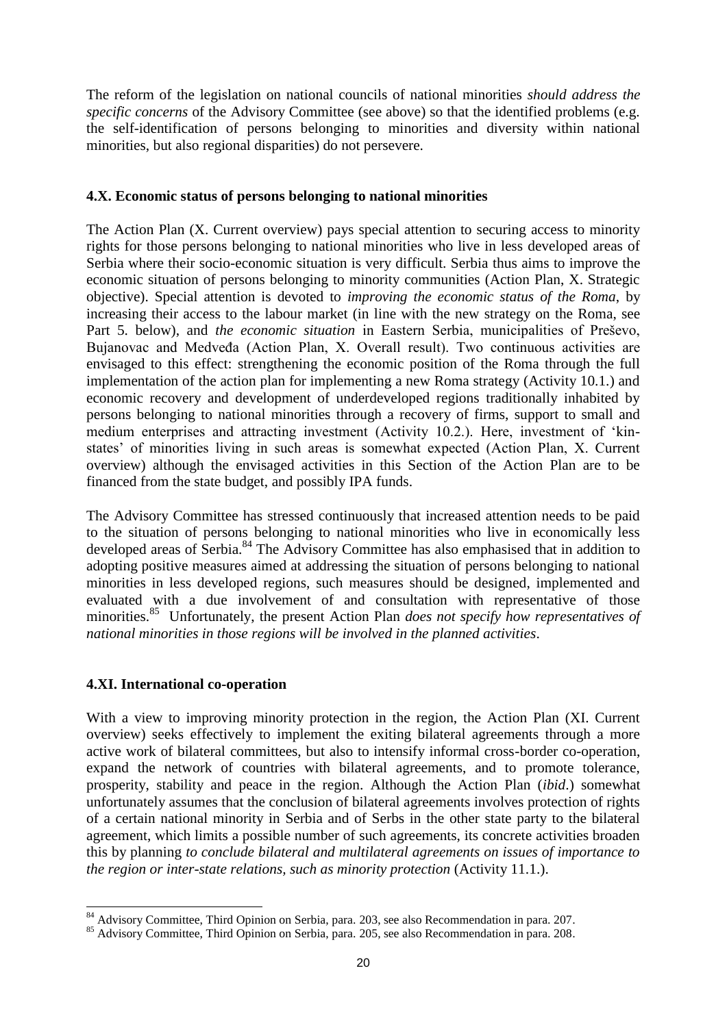The reform of the legislation on national councils of national minorities *should address the specific concerns* of the Advisory Committee (see above) so that the identified problems (e.g. the self-identification of persons belonging to minorities and diversity within national minorities, but also regional disparities) do not persevere.

### 4.X. Economic status of persons belonging to national minorities

The Action Plan (X. Current overview) pays special attention to securing access to minority rights for those persons belonging to national minorities who live in less developed areas of Serbia where their socio-economic situation is very difficult. Serbia thus aims to improve the economic situation of persons belonging to minority communities (Action Plan, X. Strategic objective). Special attention is devoted to *improving the economic status of the Roma*, by increasing their access to the labour market (in line with the new strategy on the Roma, see Part 5. below), and *the economic situation* in Eastern Serbia, municipalities of Preševo, Bujanovac and Medveđa (Action Plan, X. Overall result). Two continuous activities are envisaged to this effect: strengthening the economic position of the Roma through the full implementation of the action plan for implementing a new Roma strategy (Activity 10.1.) and economic recovery and development of underdeveloped regions traditionally inhabited by persons belonging to national minorities through a recovery of firms, support to small and medium enterprises and attracting investment (Activity 10.2.). Here, investment of 'kin-states' of minorities living in such areas is somewhat expected (Action Plan, X. Current overview) although the envisaged activities in this Section of the Action Plan are to be financed from the state budget, and possibly IPA funds.

The Advisory Committee has stressed continuously that increased attention needs to be paid to the situation of persons belonging to national minorities who live in economically less developed areas of Serbia.[84] The Advisory Committee has also emphasised that in addition to adopting positive measures aimed at addressing the situation of persons belonging to national minorities in less developed regions, such measures should be designed, implemented and evaluated with a due involvement of and consultation with representative of those minorities.[85] Unfortunately, the present Action Plan *does not specify how representatives of national minorities in those regions will be involved in the planned activities*.

### 4.XI. International co-operation

With a view to improving minority protection in the region, the Action Plan (XI. Current overview) seeks effectively to implement the exiting bilateral agreements through a more active work of bilateral committees, but also to intensify informal cross-border co-operation, expand the network of countries with bilateral agreements, and to promote tolerance, prosperity, stability and peace in the region. Although the Action Plan (*ibid*.) somewhat unfortunately assumes that the conclusion of bilateral agreements involves protection of rights of a certain national minority in Serbia and of Serbs in the other state party to the bilateral agreement, which limits a possible number of such agreements, its concrete activities broaden this by planning *to conclude bilateral and multilateral agreements on issues of importance to the region or inter-state relations, such as minority protection* (Activity 11.1.).

---

[84] Advisory Committee, Third Opinion on Serbia, para. 203, see also Recommendation in para. 207.

[85] Advisory Committee, Third Opinion on Serbia, para. 205, see also Recommendation in para. 208.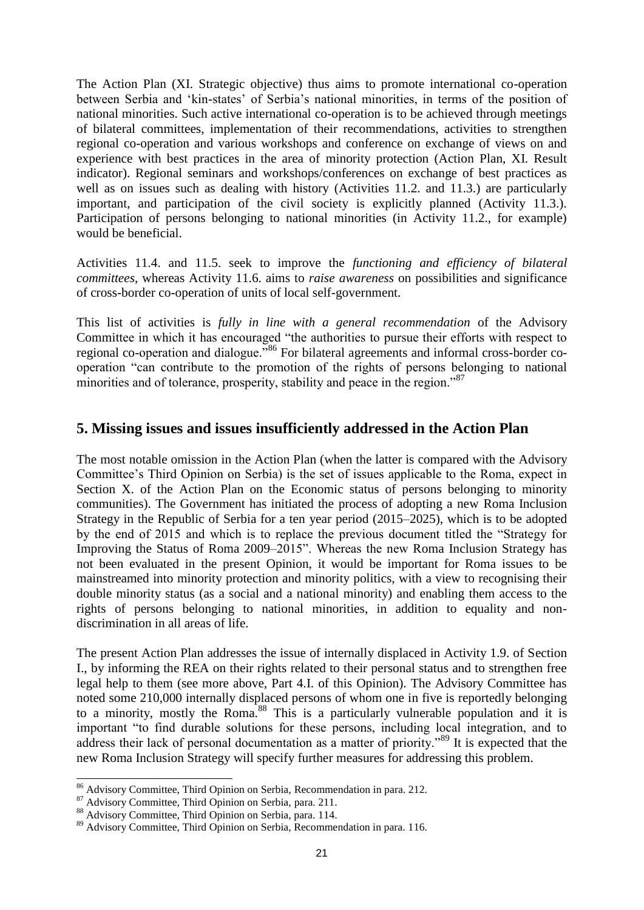The Action Plan (XI. Strategic objective) thus aims to promote international co-operation between Serbia and 'kin-states' of Serbia's national minorities, in terms of the position of national minorities. Such active international co-operation is to be achieved through meetings of bilateral committees, implementation of their recommendations, activities to strengthen regional co-operation and various workshops and conference on exchange of views on and experience with best practices in the area of minority protection (Action Plan, XI. Result indicator). Regional seminars and workshops/conferences on exchange of best practices as well as on issues such as dealing with history (Activities 11.2. and 11.3.) are particularly important, and participation of the civil society is explicitly planned (Activity 11.3.). Participation of persons belonging to national minorities (in Activity 11.2., for example) would be beneficial.

Activities 11.4. and 11.5. seek to improve the *functioning and efficiency of bilateral committees*, whereas Activity 11.6. aims to *raise awareness* on possibilities and significance of cross-border co-operation of units of local self-government.

This list of activities is *fully in line with a general recommendation* of the Advisory Committee in which it has encouraged "the authorities to pursue their efforts with respect to regional co-operation and dialogue."[86] For bilateral agreements and informal cross-border co-operation "can contribute to the promotion of the rights of persons belonging to national minorities and of tolerance, prosperity, stability and peace in the region."[87]

## 5. Missing issues and issues insufficiently addressed in the Action Plan

The most notable omission in the Action Plan (when the latter is compared with the Advisory Committee's Third Opinion on Serbia) is the set of issues applicable to the Roma, expect in Section X. of the Action Plan on the Economic status of persons belonging to minority communities). The Government has initiated the process of adopting a new Roma Inclusion Strategy in the Republic of Serbia for a ten year period (2015–2025), which is to be adopted by the end of 2015 and which is to replace the previous document titled the "Strategy for Improving the Status of Roma 2009–2015". Whereas the new Roma Inclusion Strategy has not been evaluated in the present Opinion, it would be important for Roma issues to be mainstreamed into minority protection and minority politics, with a view to recognising their double minority status (as a social and a national minority) and enabling them access to the rights of persons belonging to national minorities, in addition to equality and non-discrimination in all areas of life.

The present Action Plan addresses the issue of internally displaced in Activity 1.9. of Section I., by informing the REA on their rights related to their personal status and to strengthen free legal help to them (see more above, Part 4.I. of this Opinion). The Advisory Committee has noted some 210,000 internally displaced persons of whom one in five is reportedly belonging to a minority, mostly the Roma.[88] This is a particularly vulnerable population and it is important "to find durable solutions for these persons, including local integration, and to address their lack of personal documentation as a matter of priority."[89] It is expected that the new Roma Inclusion Strategy will specify further measures for addressing this problem.

---

[86] Advisory Committee, Third Opinion on Serbia, Recommendation in para. 212.

[87] Advisory Committee, Third Opinion on Serbia, para. 211.

[88] Advisory Committee, Third Opinion on Serbia, para. 114.

[89] Advisory Committee, Third Opinion on Serbia, Recommendation in para. 116.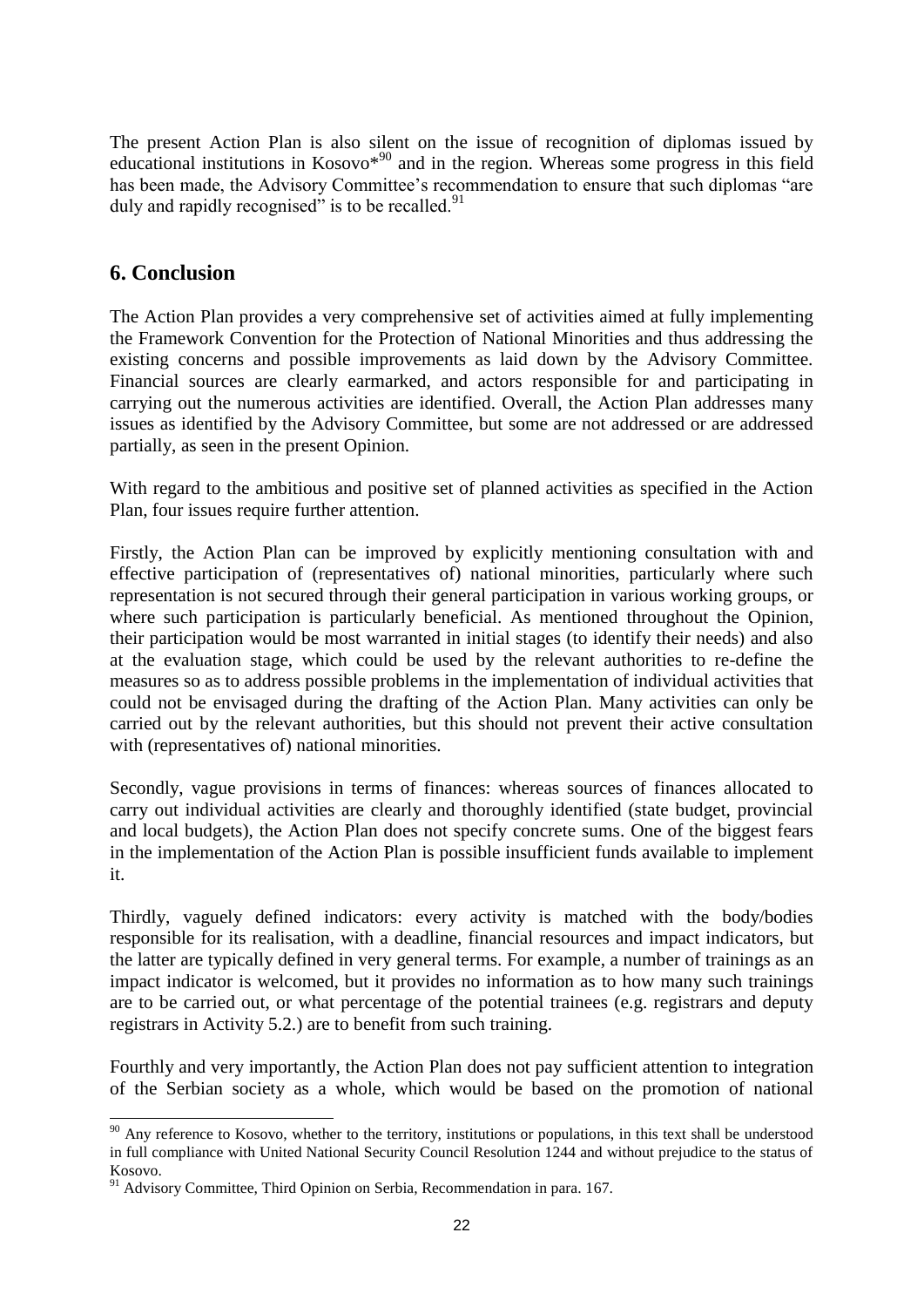The present Action Plan is also silent on the issue of recognition of diplomas issued by educational institutions in Kosovo*[90] and in the region. Whereas some progress in this field has been made, the Advisory Committee's recommendation to ensure that such diplomas "are duly and rapidly recognised" is to be recalled.[91]

## 6. Conclusion

The Action Plan provides a very comprehensive set of activities aimed at fully implementing the Framework Convention for the Protection of National Minorities and thus addressing the existing concerns and possible improvements as laid down by the Advisory Committee. Financial sources are clearly earmarked, and actors responsible for and participating in carrying out the numerous activities are identified. Overall, the Action Plan addresses many issues as identified by the Advisory Committee, but some are not addressed or are addressed partially, as seen in the present Opinion.

With regard to the ambitious and positive set of planned activities as specified in the Action Plan, four issues require further attention.

Firstly, the Action Plan can be improved by explicitly mentioning consultation with and effective participation of (representatives of) national minorities, particularly where such representation is not secured through their general participation in various working groups, or where such participation is particularly beneficial. As mentioned throughout the Opinion, their participation would be most warranted in initial stages (to identify their needs) and also at the evaluation stage, which could be used by the relevant authorities to re-define the measures so as to address possible problems in the implementation of individual activities that could not be envisaged during the drafting of the Action Plan. Many activities can only be carried out by the relevant authorities, but this should not prevent their active consultation with (representatives of) national minorities.

Secondly, vague provisions in terms of finances: whereas sources of finances allocated to carry out individual activities are clearly and thoroughly identified (state budget, provincial and local budgets), the Action Plan does not specify concrete sums. One of the biggest fears in the implementation of the Action Plan is possible insufficient funds available to implement it.

Thirdly, vaguely defined indicators: every activity is matched with the body/bodies responsible for its realisation, with a deadline, financial resources and impact indicators, but the latter are typically defined in very general terms. For example, a number of trainings as an impact indicator is welcomed, but it provides no information as to how many such trainings are to be carried out, or what percentage of the potential trainees (e.g. registrars and deputy registrars in Activity 5.2.) are to benefit from such training.

Fourthly and very importantly, the Action Plan does not pay sufficient attention to integration of the Serbian society as a whole, which would be based on the promotion of national

---

[90] Any reference to Kosovo, whether to the territory, institutions or populations, in this text shall be understood in full compliance with United National Security Council Resolution 1244 and without prejudice to the status of Kosovo.

[91] Advisory Committee, Third Opinion on Serbia, Recommendation in para. 167.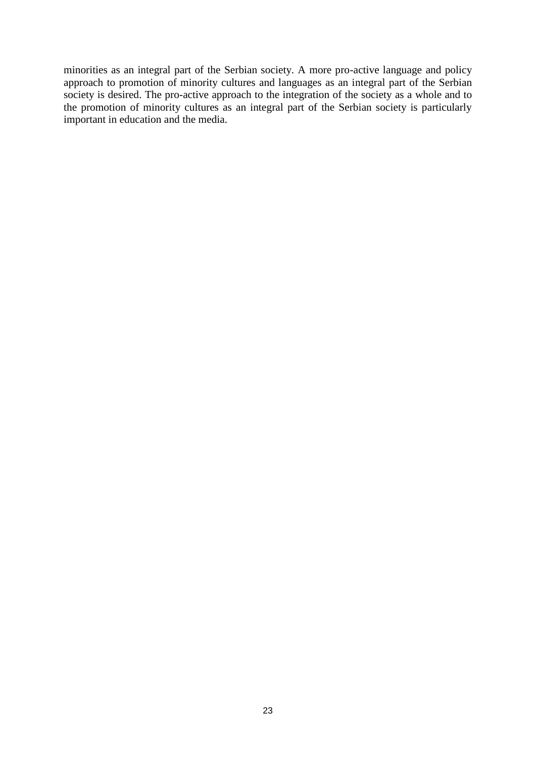minorities as an integral part of the Serbian society. A more pro-active language and policy approach to promotion of minority cultures and languages as an integral part of the Serbian society is desired. The pro-active approach to the integration of the society as a whole and to the promotion of minority cultures as an integral part of the Serbian society is particularly important in education and the media.